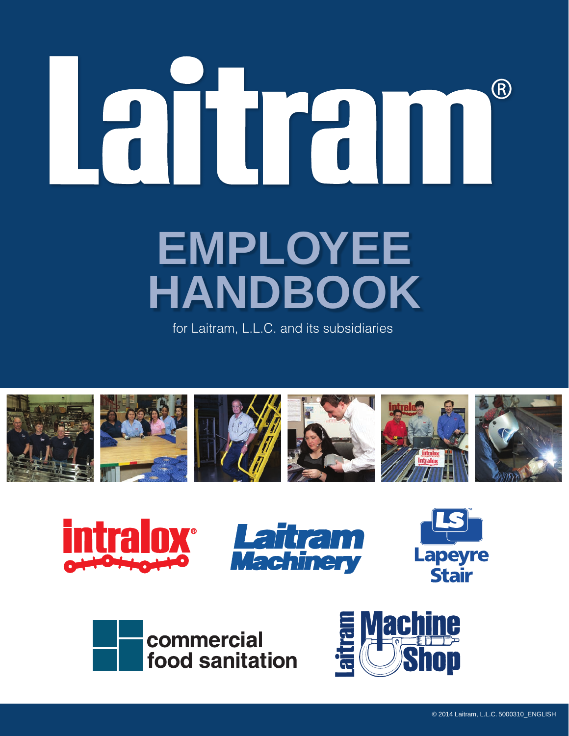# Laitram®

# EMPLOYEE HANDBOOK

for Laitram, L.L.C. and its subsidiaries

intralox®

Laitram Machinery

Lapeyre Stair

commercial food sanitation

Laitram Machine Shop

© 2014 Laitram, L.L.C. 5000310_ENGLISH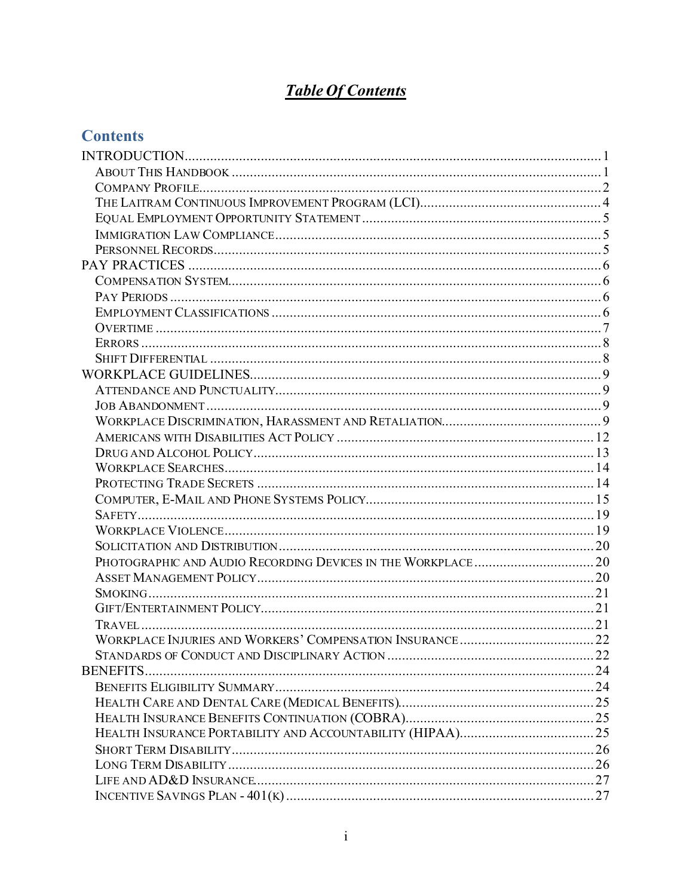# ***Table Of Contents***

## Contents

INTRODUCTION ........................................................ 1
- About This Handbook ........................................................ 1
- Company Profile ........................................................ 2
- The Laitram Continuous Improvement Program (LCI) ........................................................ 4
- Equal Employment Opportunity Statement ........................................................ 5
- Immigration Law Compliance ........................................................ 5
- Personnel Records ........................................................ 5

PAY PRACTICES ........................................................ 6
- Compensation System ........................................................ 6
- Pay Periods ........................................................ 6
- Employment Classifications ........................................................ 6
- Overtime ........................................................ 7
- Errors ........................................................ 8
- Shift Differential ........................................................ 8

WORKPLACE GUIDELINES ........................................................ 9
- Attendance and Punctuality ........................................................ 9
- Job Abandonment ........................................................ 9
- Workplace Discrimination, Harassment and Retaliation ........................................................ 9
- Americans with Disabilities Act Policy ........................................................ 12
- Drug and Alcohol Policy ........................................................ 13
- Workplace Searches ........................................................ 14
- Protecting Trade Secrets ........................................................ 14
- Computer, E-Mail and Phone Systems Policy ........................................................ 15
- Safety ........................................................ 19
- Workplace Violence ........................................................ 19
- Solicitation and Distribution ........................................................ 20
- Photographic and Audio Recording Devices in the Workplace ........................................................ 20
- Asset Management Policy ........................................................ 20
- Smoking ........................................................ 21
- Gift/Entertainment Policy ........................................................ 21
- Travel ........................................................ 21
- Workplace Injuries and Workers' Compensation Insurance ........................................................ 22
- Standards of Conduct and Disciplinary Action ........................................................ 22

BENEFITS ........................................................ 24
- Benefits Eligibility Summary ........................................................ 24
- Health Care and Dental Care (Medical Benefits) ........................................................ 25
- Health Insurance Benefits Continuation (COBRA) ........................................................ 25
- Health Insurance Portability and Accountability (HIPAA) ........................................................ 25
- Short Term Disability ........................................................ 26
- Long Term Disability ........................................................ 26
- Life and AD&D Insurance ........................................................ 27
- Incentive Savings Plan - 401(k) ........................................................ 27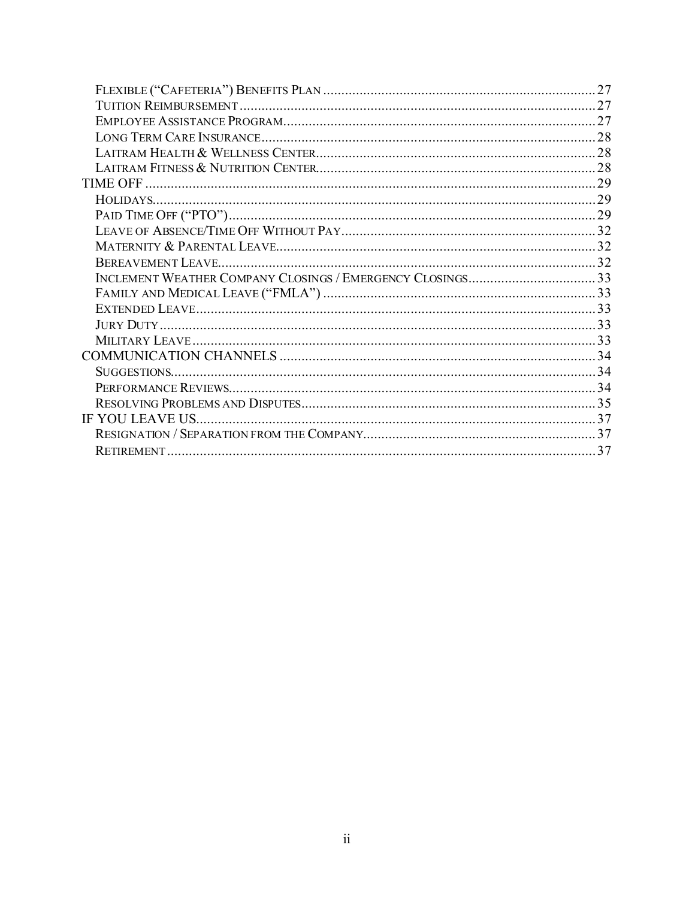- Flexible ("Cafeteria") Benefits Plan .......... 27
- Tuition Reimbursement .......... 27
- Employee Assistance Program .......... 27
- Long Term Care Insurance .......... 28
- Laitram Health & Wellness Center .......... 28
- Laitram Fitness & Nutrition Center .......... 28

TIME OFF .......... 29

- Holidays .......... 29
- Paid Time Off ("PTO") .......... 29
- Leave of Absence/Time Off Without Pay .......... 32
- Maternity & Parental Leave .......... 32
- Bereavement Leave .......... 32
- Inclement Weather Company Closings / Emergency Closings .......... 33
- Family and Medical Leave ("FMLA") .......... 33
- Extended Leave .......... 33
- Jury Duty .......... 33
- Military Leave .......... 33

COMMUNICATION CHANNELS .......... 34

- Suggestions .......... 34
- Performance Reviews .......... 34
- Resolving Problems and Disputes .......... 35

IF YOU LEAVE US .......... 37

- Resignation / Separation from the Company .......... 37
- Retirement .......... 37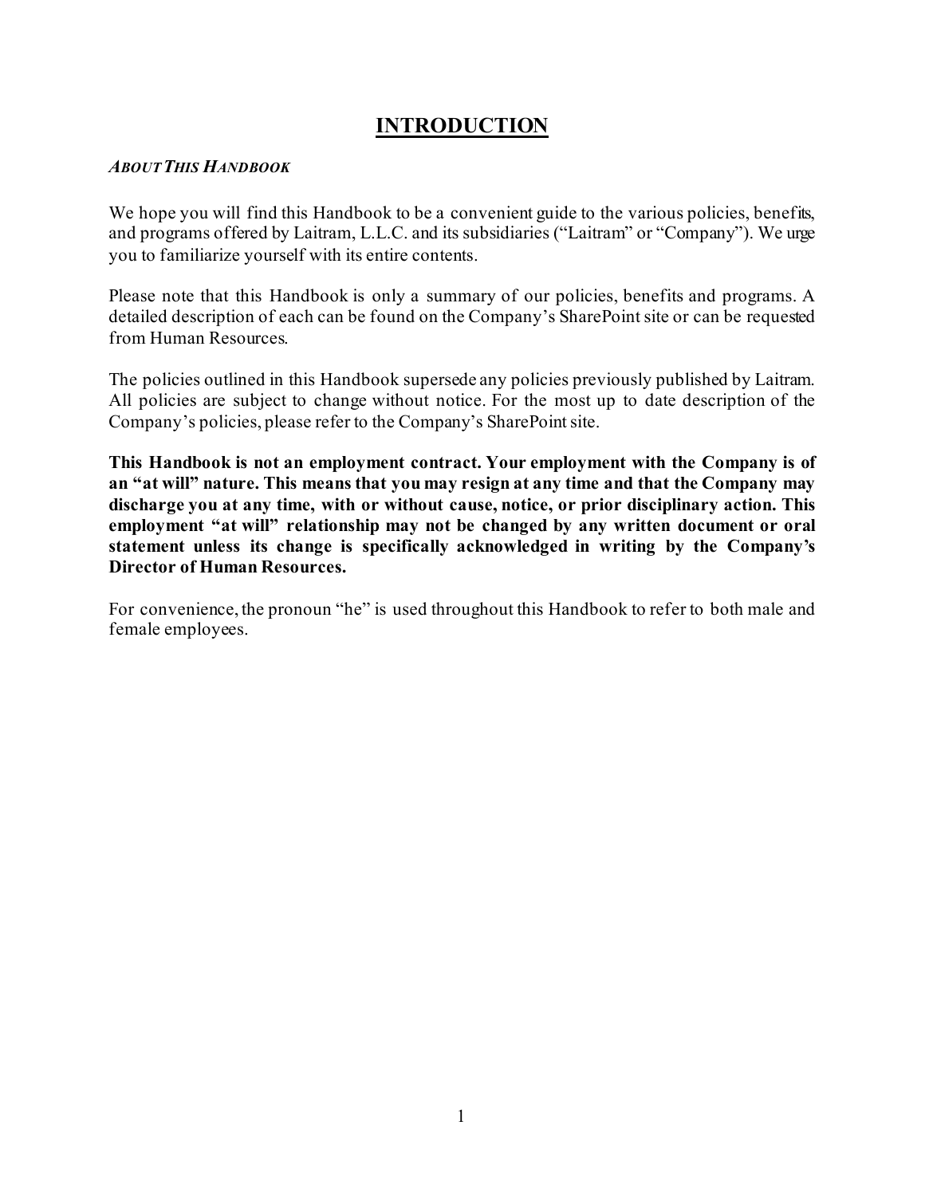# INTRODUCTION

***About This Handbook***

We hope you will find this Handbook to be a convenient guide to the various policies, benefits, and programs offered by Laitram, L.L.C. and its subsidiaries ("Laitram" or "Company"). We urge you to familiarize yourself with its entire contents.

Please note that this Handbook is only a summary of our policies, benefits and programs. A detailed description of each can be found on the Company's SharePoint site or can be requested from Human Resources.

The policies outlined in this Handbook supersede any policies previously published by Laitram. All policies are subject to change without notice. For the most up to date description of the Company's policies, please refer to the Company's SharePoint site.

**This Handbook is not an employment contract. Your employment with the Company is of an "at will" nature. This means that you may resign at any time and that the Company may discharge you at any time, with or without cause, notice, or prior disciplinary action. This employment "at will" relationship may not be changed by any written document or oral statement unless its change is specifically acknowledged in writing by the Company's Director of Human Resources.**

For convenience, the pronoun "he" is used throughout this Handbook to refer to both male and female employees.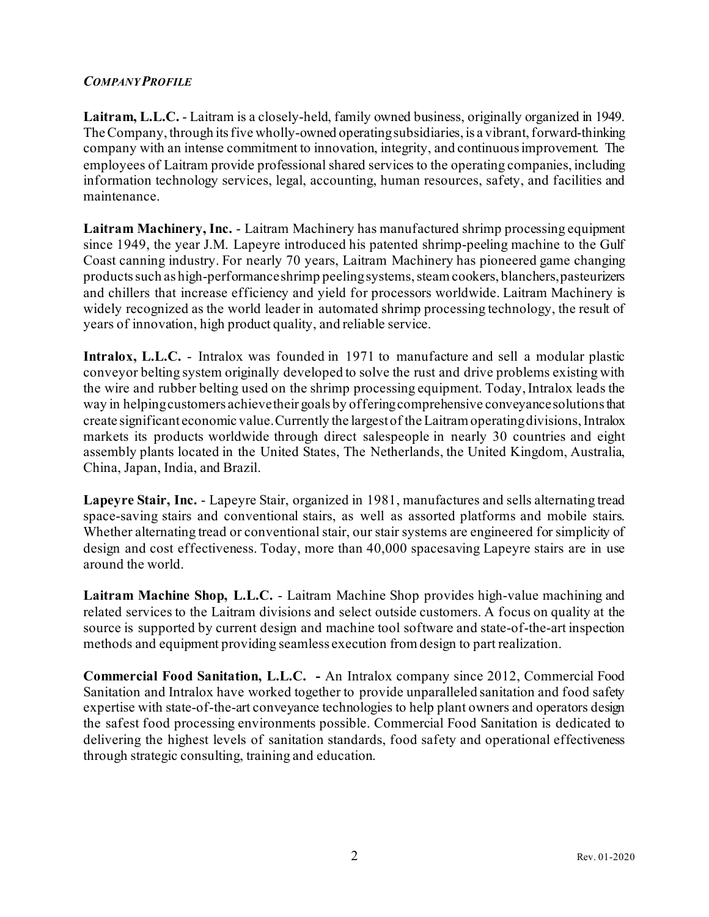## *COMPANY PROFILE*

**Laitram, L.L.C.** - Laitram is a closely-held, family owned business, originally organized in 1949. The Company, through its five wholly-owned operating subsidiaries, is a vibrant, forward-thinking company with an intense commitment to innovation, integrity, and continuous improvement. The employees of Laitram provide professional shared services to the operating companies, including information technology services, legal, accounting, human resources, safety, and facilities and maintenance.

**Laitram Machinery, Inc.** - Laitram Machinery has manufactured shrimp processing equipment since 1949, the year J.M. Lapeyre introduced his patented shrimp-peeling machine to the Gulf Coast canning industry. For nearly 70 years, Laitram Machinery has pioneered game changing products such as high-performance shrimp peeling systems, steam cookers, blanchers, pasteurizers and chillers that increase efficiency and yield for processors worldwide. Laitram Machinery is widely recognized as the world leader in automated shrimp processing technology, the result of years of innovation, high product quality, and reliable service.

**Intralox, L.L.C.** - Intralox was founded in 1971 to manufacture and sell a modular plastic conveyor belting system originally developed to solve the rust and drive problems existing with the wire and rubber belting used on the shrimp processing equipment. Today, Intralox leads the way in helping customers achieve their goals by offering comprehensive conveyance solutions that create significant economic value. Currently the largest of the Laitram operating divisions, Intralox markets its products worldwide through direct salespeople in nearly 30 countries and eight assembly plants located in the United States, The Netherlands, the United Kingdom, Australia, China, Japan, India, and Brazil.

**Lapeyre Stair, Inc.** - Lapeyre Stair, organized in 1981, manufactures and sells alternating tread space-saving stairs and conventional stairs, as well as assorted platforms and mobile stairs. Whether alternating tread or conventional stair, our stair systems are engineered for simplicity of design and cost effectiveness. Today, more than 40,000 spacesaving Lapeyre stairs are in use around the world.

**Laitram Machine Shop, L.L.C.** - Laitram Machine Shop provides high-value machining and related services to the Laitram divisions and select outside customers. A focus on quality at the source is supported by current design and machine tool software and state-of-the-art inspection methods and equipment providing seamless execution from design to part realization.

**Commercial Food Sanitation, L.L.C. -** An Intralox company since 2012, Commercial Food Sanitation and Intralox have worked together to provide unparalleled sanitation and food safety expertise with state-of-the-art conveyance technologies to help plant owners and operators design the safest food processing environments possible. Commercial Food Sanitation is dedicated to delivering the highest levels of sanitation standards, food safety and operational effectiveness through strategic consulting, training and education.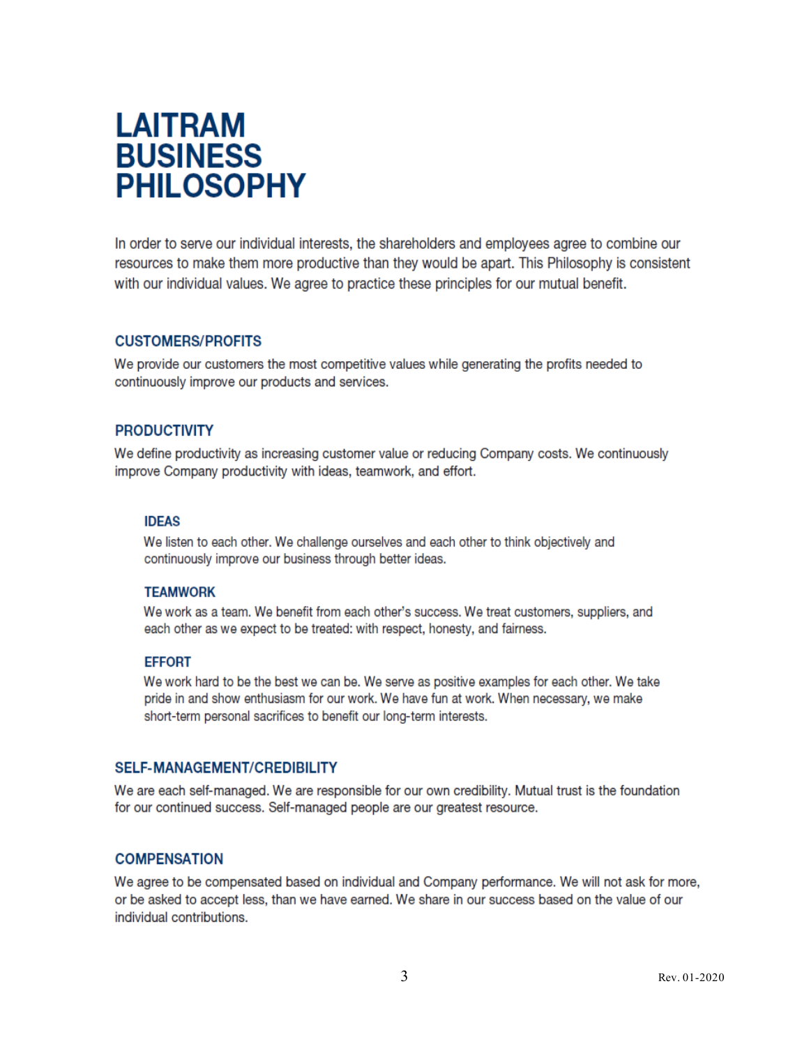# LAITRAM BUSINESS PHILOSOPHY

In order to serve our individual interests, the shareholders and employees agree to combine our resources to make them more productive than they would be apart. This Philosophy is consistent with our individual values. We agree to practice these principles for our mutual benefit.

## CUSTOMERS/PROFITS

We provide our customers the most competitive values while generating the profits needed to continuously improve our products and services.

## PRODUCTIVITY

We define productivity as increasing customer value or reducing Company costs. We continuously improve Company productivity with ideas, teamwork, and effort.

### IDEAS

We listen to each other. We challenge ourselves and each other to think objectively and continuously improve our business through better ideas.

### TEAMWORK

We work as a team. We benefit from each other's success. We treat customers, suppliers, and each other as we expect to be treated: with respect, honesty, and fairness.

### EFFORT

We work hard to be the best we can be. We serve as positive examples for each other. We take pride in and show enthusiasm for our work. We have fun at work. When necessary, we make short-term personal sacrifices to benefit our long-term interests.

## SELF-MANAGEMENT/CREDIBILITY

We are each self-managed. We are responsible for our own credibility. Mutual trust is the foundation for our continued success. Self-managed people are our greatest resource.

## COMPENSATION

We agree to be compensated based on individual and Company performance. We will not ask for more, or be asked to accept less, than we have earned. We share in our success based on the value of our individual contributions.

Rev. 01-2020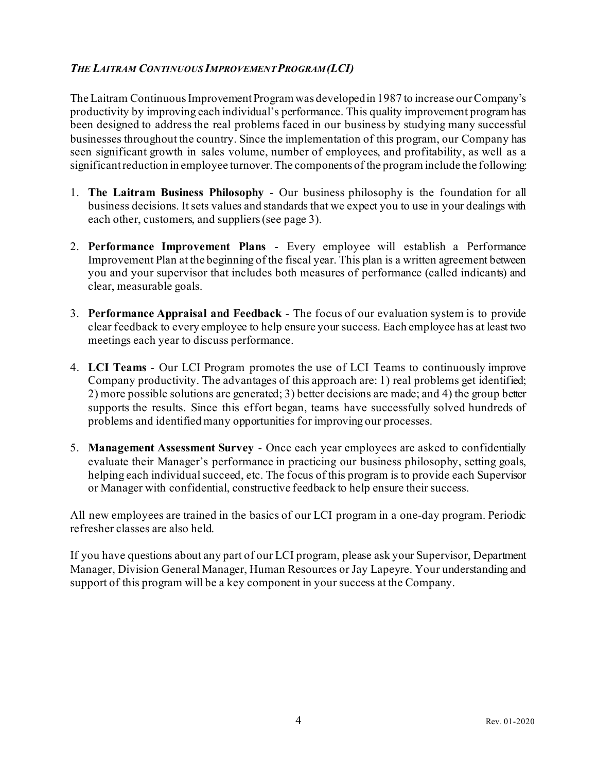## *The Laitram Continuous Improvement Program (LCI)*

The Laitram Continuous Improvement Program was developed in 1987 to increase our Company's productivity by improving each individual's performance. This quality improvement program has been designed to address the real problems faced in our business by studying many successful businesses throughout the country. Since the implementation of this program, our Company has seen significant growth in sales volume, number of employees, and profitability, as well as a significant reduction in employee turnover. The components of the program include the following:

1. **The Laitram Business Philosophy** - Our business philosophy is the foundation for all business decisions. It sets values and standards that we expect you to use in your dealings with each other, customers, and suppliers (see page 3).
2. **Performance Improvement Plans** - Every employee will establish a Performance Improvement Plan at the beginning of the fiscal year. This plan is a written agreement between you and your supervisor that includes both measures of performance (called indicants) and clear, measurable goals.
3. **Performance Appraisal and Feedback** - The focus of our evaluation system is to provide clear feedback to every employee to help ensure your success. Each employee has at least two meetings each year to discuss performance.
4. **LCI Teams** - Our LCI Program promotes the use of LCI Teams to continuously improve Company productivity. The advantages of this approach are: 1) real problems get identified; 2) more possible solutions are generated; 3) better decisions are made; and 4) the group better supports the results. Since this effort began, teams have successfully solved hundreds of problems and identified many opportunities for improving our processes.
5. **Management Assessment Survey** - Once each year employees are asked to confidentially evaluate their Manager's performance in practicing our business philosophy, setting goals, helping each individual succeed, etc. The focus of this program is to provide each Supervisor or Manager with confidential, constructive feedback to help ensure their success.

All new employees are trained in the basics of our LCI program in a one-day program. Periodic refresher classes are also held.

If you have questions about any part of our LCI program, please ask your Supervisor, Department Manager, Division General Manager, Human Resources or Jay Lapeyre. Your understanding and support of this program will be a key component in your success at the Company.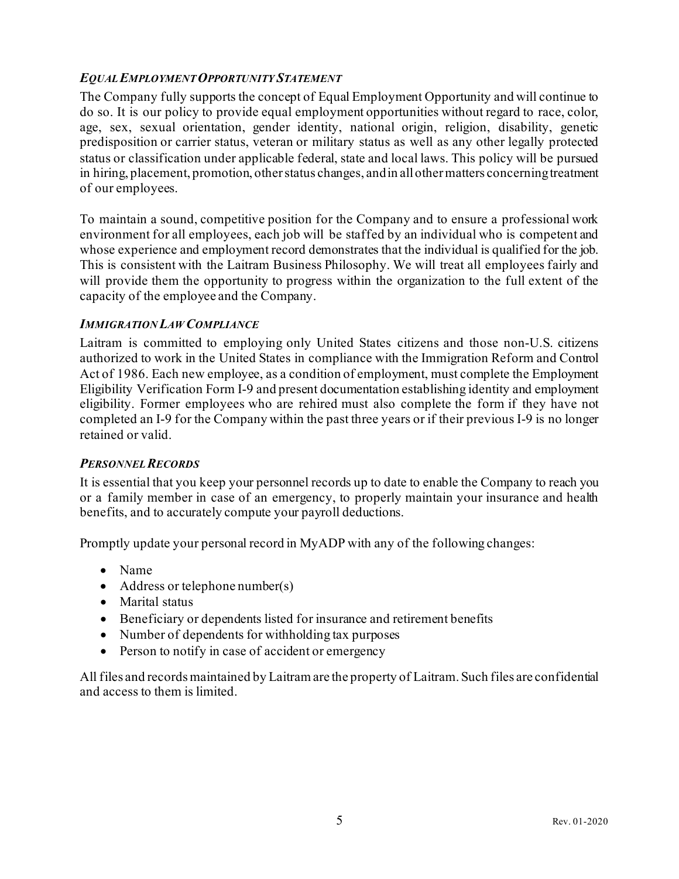### *Equal Employment Opportunity Statement*

The Company fully supports the concept of Equal Employment Opportunity and will continue to do so. It is our policy to provide equal employment opportunities without regard to race, color, age, sex, sexual orientation, gender identity, national origin, religion, disability, genetic predisposition or carrier status, veteran or military status as well as any other legally protected status or classification under applicable federal, state and local laws. This policy will be pursued in hiring, placement, promotion, other status changes, and in all other matters concerning treatment of our employees.

To maintain a sound, competitive position for the Company and to ensure a professional work environment for all employees, each job will be staffed by an individual who is competent and whose experience and employment record demonstrates that the individual is qualified for the job. This is consistent with the Laitram Business Philosophy. We will treat all employees fairly and will provide them the opportunity to progress within the organization to the full extent of the capacity of the employee and the Company.

### *Immigration Law Compliance*

Laitram is committed to employing only United States citizens and those non-U.S. citizens authorized to work in the United States in compliance with the Immigration Reform and Control Act of 1986. Each new employee, as a condition of employment, must complete the Employment Eligibility Verification Form I-9 and present documentation establishing identity and employment eligibility. Former employees who are rehired must also complete the form if they have not completed an I-9 for the Company within the past three years or if their previous I-9 is no longer retained or valid.

### *Personnel Records*

It is essential that you keep your personnel records up to date to enable the Company to reach you or a family member in case of an emergency, to properly maintain your insurance and health benefits, and to accurately compute your payroll deductions.

Promptly update your personal record in MyADP with any of the following changes:

- Name
- Address or telephone number(s)
- Marital status
- Beneficiary or dependents listed for insurance and retirement benefits
- Number of dependents for withholding tax purposes
- Person to notify in case of accident or emergency

All files and records maintained by Laitram are the property of Laitram. Such files are confidential and access to them is limited.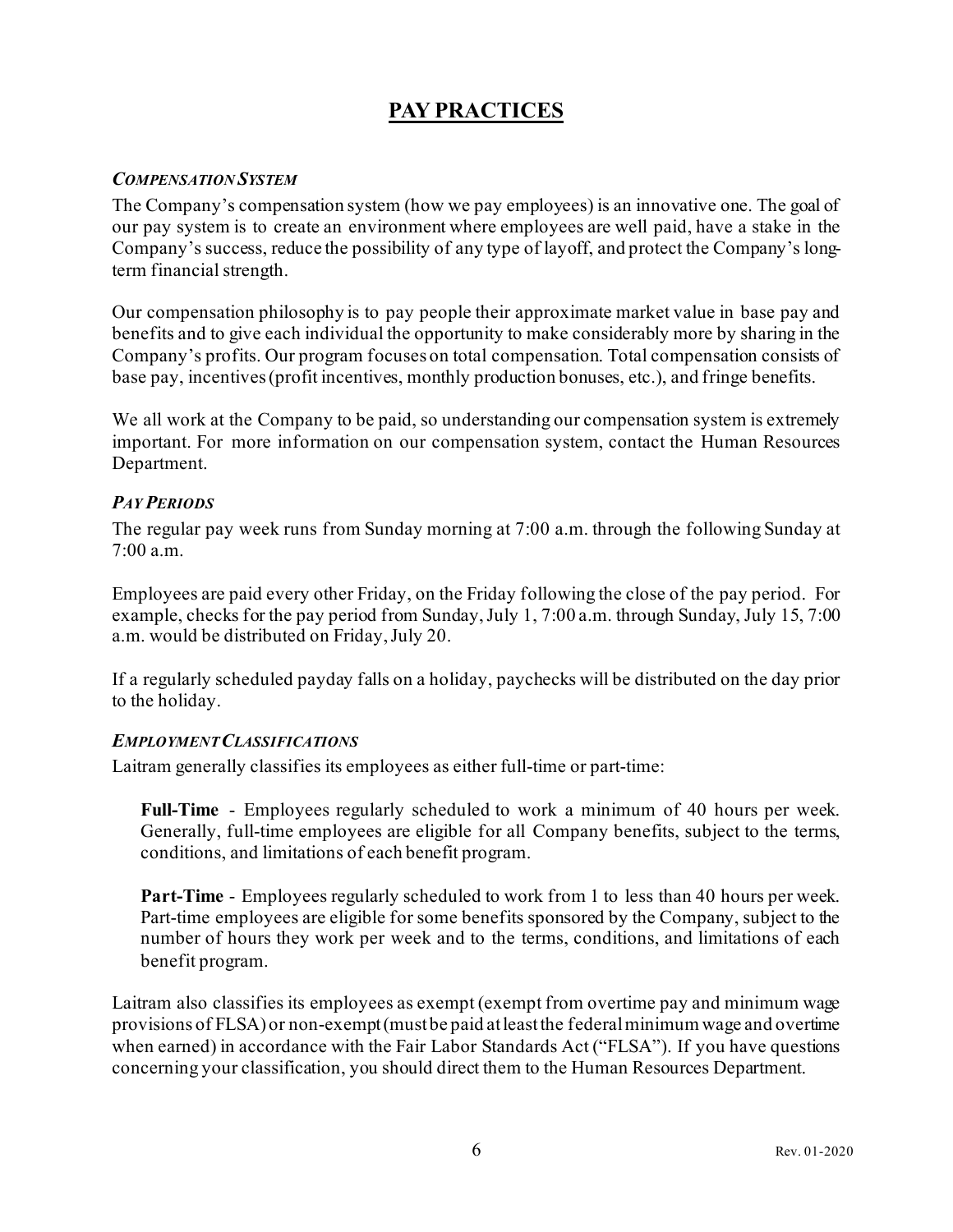# PAY PRACTICES

### *COMPENSATION SYSTEM*

The Company's compensation system (how we pay employees) is an innovative one. The goal of our pay system is to create an environment where employees are well paid, have a stake in the Company's success, reduce the possibility of any type of layoff, and protect the Company's long-term financial strength.

Our compensation philosophy is to pay people their approximate market value in base pay and benefits and to give each individual the opportunity to make considerably more by sharing in the Company's profits. Our program focuses on total compensation. Total compensation consists of base pay, incentives (profit incentives, monthly production bonuses, etc.), and fringe benefits.

We all work at the Company to be paid, so understanding our compensation system is extremely important. For more information on our compensation system, contact the Human Resources Department.

### *PAY PERIODS*

The regular pay week runs from Sunday morning at 7:00 a.m. through the following Sunday at 7:00 a.m.

Employees are paid every other Friday, on the Friday following the close of the pay period. For example, checks for the pay period from Sunday, July 1, 7:00 a.m. through Sunday, July 15, 7:00 a.m. would be distributed on Friday, July 20.

If a regularly scheduled payday falls on a holiday, paychecks will be distributed on the day prior to the holiday.

### *EMPLOYMENT CLASSIFICATIONS*

Laitram generally classifies its employees as either full-time or part-time:

**Full-Time** - Employees regularly scheduled to work a minimum of 40 hours per week. Generally, full-time employees are eligible for all Company benefits, subject to the terms, conditions, and limitations of each benefit program.

**Part-Time** - Employees regularly scheduled to work from 1 to less than 40 hours per week. Part-time employees are eligible for some benefits sponsored by the Company, subject to the number of hours they work per week and to the terms, conditions, and limitations of each benefit program.

Laitram also classifies its employees as exempt (exempt from overtime pay and minimum wage provisions of FLSA) or non-exempt (must be paid at least the federal minimum wage and overtime when earned) in accordance with the Fair Labor Standards Act ("FLSA"). If you have questions concerning your classification, you should direct them to the Human Resources Department.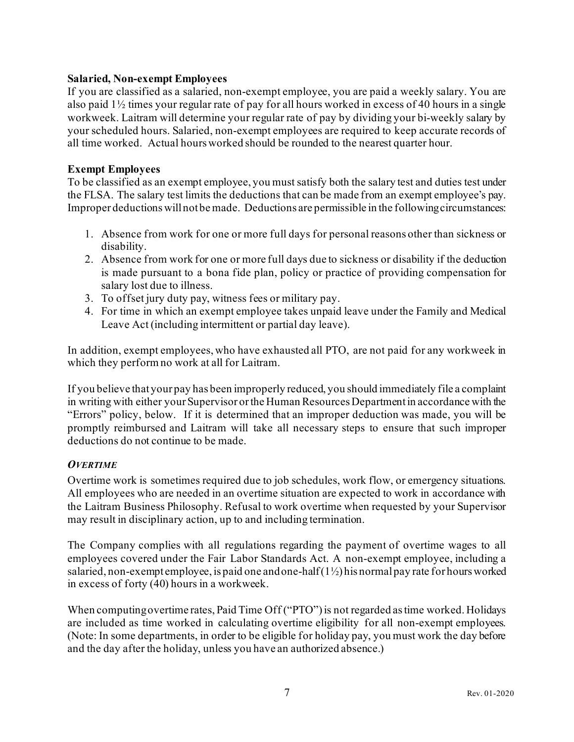**Salaried, Non-exempt Employees**

If you are classified as a salaried, non-exempt employee, you are paid a weekly salary. You are also paid 1½ times your regular rate of pay for all hours worked in excess of 40 hours in a single workweek. Laitram will determine your regular rate of pay by dividing your bi-weekly salary by your scheduled hours. Salaried, non-exempt employees are required to keep accurate records of all time worked. Actual hours worked should be rounded to the nearest quarter hour.

**Exempt Employees**

To be classified as an exempt employee, you must satisfy both the salary test and duties test under the FLSA. The salary test limits the deductions that can be made from an exempt employee's pay. Improper deductions will not be made. Deductions are permissible in the following circumstances:

1. Absence from work for one or more full days for personal reasons other than sickness or disability.
2. Absence from work for one or more full days due to sickness or disability if the deduction is made pursuant to a bona fide plan, policy or practice of providing compensation for salary lost due to illness.
3. To offset jury duty pay, witness fees or military pay.
4. For time in which an exempt employee takes unpaid leave under the Family and Medical Leave Act (including intermittent or partial day leave).

In addition, exempt employees, who have exhausted all PTO, are not paid for any workweek in which they perform no work at all for Laitram.

If you believe that your pay has been improperly reduced, you should immediately file a complaint in writing with either your Supervisor or the Human Resources Department in accordance with the "Errors" policy, below. If it is determined that an improper deduction was made, you will be promptly reimbursed and Laitram will take all necessary steps to ensure that such improper deductions do not continue to be made.

### *OVERTIME*

Overtime work is sometimes required due to job schedules, work flow, or emergency situations. All employees who are needed in an overtime situation are expected to work in accordance with the Laitram Business Philosophy. Refusal to work overtime when requested by your Supervisor may result in disciplinary action, up to and including termination.

The Company complies with all regulations regarding the payment of overtime wages to all employees covered under the Fair Labor Standards Act. A non-exempt employee, including a salaried, non-exempt employee, is paid one and one-half (1½) his normal pay rate for hours worked in excess of forty (40) hours in a workweek.

When computing overtime rates, Paid Time Off ("PTO") is not regarded as time worked. Holidays are included as time worked in calculating overtime eligibility for all non-exempt employees. (Note: In some departments, in order to be eligible for holiday pay, you must work the day before and the day after the holiday, unless you have an authorized absence.)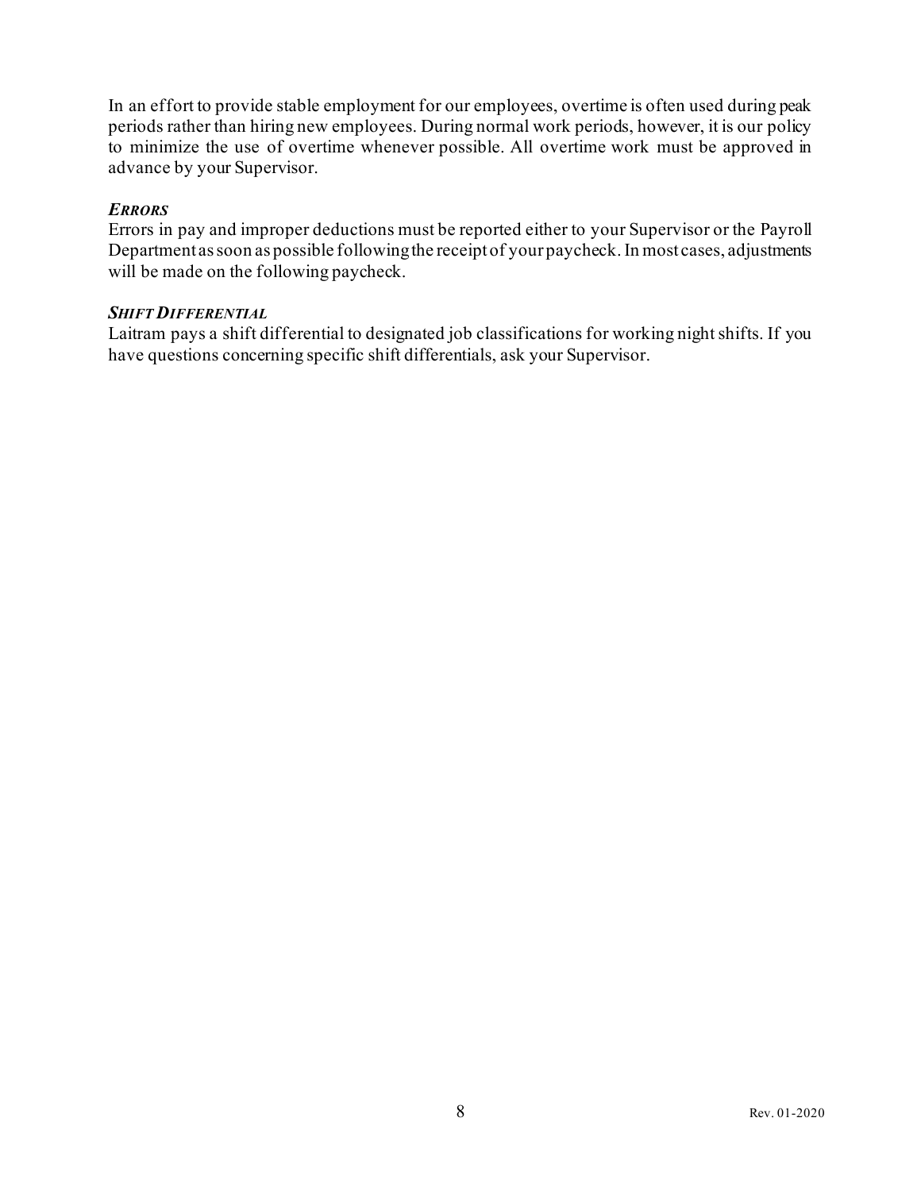In an effort to provide stable employment for our employees, overtime is often used during peak periods rather than hiring new employees. During normal work periods, however, it is our policy to minimize the use of overtime whenever possible. All overtime work must be approved in advance by your Supervisor.

***ERRORS***

Errors in pay and improper deductions must be reported either to your Supervisor or the Payroll Department as soon as possible following the receipt of your paycheck. In most cases, adjustments will be made on the following paycheck.

***SHIFT DIFFERENTIAL***

Laitram pays a shift differential to designated job classifications for working night shifts. If you have questions concerning specific shift differentials, ask your Supervisor.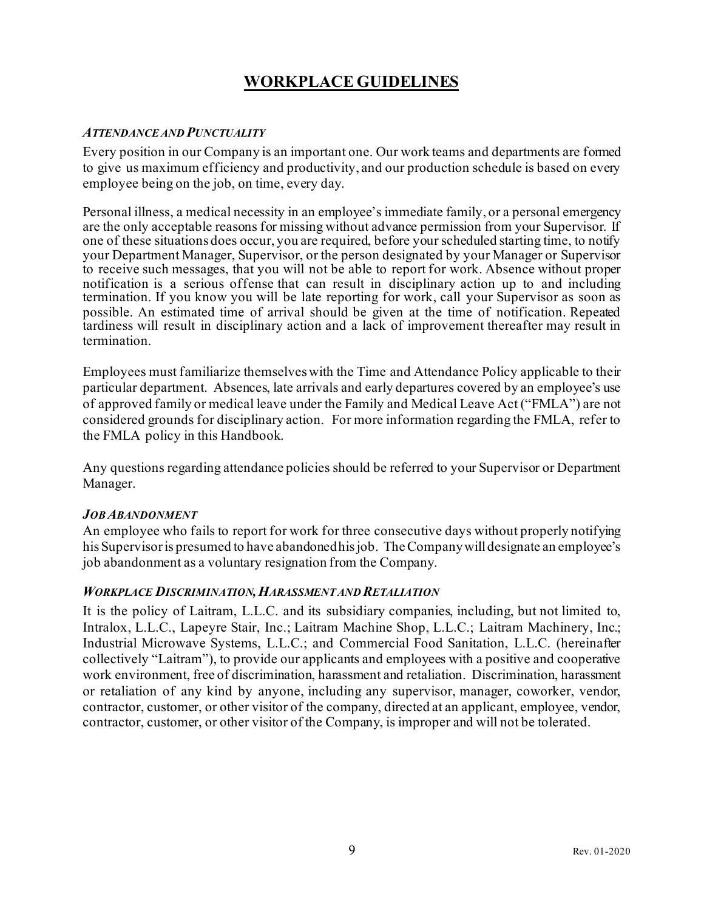# WORKPLACE GUIDELINES

### *ATTENDANCE AND PUNCTUALITY*

Every position in our Company is an important one. Our work teams and departments are formed to give us maximum efficiency and productivity, and our production schedule is based on every employee being on the job, on time, every day.

Personal illness, a medical necessity in an employee's immediate family, or a personal emergency are the only acceptable reasons for missing without advance permission from your Supervisor. If one of these situations does occur, you are required, before your scheduled starting time, to notify your Department Manager, Supervisor, or the person designated by your Manager or Supervisor to receive such messages, that you will not be able to report for work. Absence without proper notification is a serious offense that can result in disciplinary action up to and including termination. If you know you will be late reporting for work, call your Supervisor as soon as possible. An estimated time of arrival should be given at the time of notification. Repeated tardiness will result in disciplinary action and a lack of improvement thereafter may result in termination.

Employees must familiarize themselves with the Time and Attendance Policy applicable to their particular department. Absences, late arrivals and early departures covered by an employee's use of approved family or medical leave under the Family and Medical Leave Act ("FMLA") are not considered grounds for disciplinary action. For more information regarding the FMLA, refer to the FMLA policy in this Handbook.

Any questions regarding attendance policies should be referred to your Supervisor or Department Manager.

### *JOB ABANDONMENT*

An employee who fails to report for work for three consecutive days without properly notifying his Supervisor is presumed to have abandoned his job. The Company will designate an employee's job abandonment as a voluntary resignation from the Company.

### *WORKPLACE DISCRIMINATION, HARASSMENT AND RETALIATION*

It is the policy of Laitram, L.L.C. and its subsidiary companies, including, but not limited to, Intralox, L.L.C., Lapeyre Stair, Inc.; Laitram Machine Shop, L.L.C.; Laitram Machinery, Inc.; Industrial Microwave Systems, L.L.C.; and Commercial Food Sanitation, L.L.C. (hereinafter collectively "Laitram"), to provide our applicants and employees with a positive and cooperative work environment, free of discrimination, harassment and retaliation. Discrimination, harassment or retaliation of any kind by anyone, including any supervisor, manager, coworker, vendor, contractor, customer, or other visitor of the company, directed at an applicant, employee, vendor, contractor, customer, or other visitor of the Company, is improper and will not be tolerated.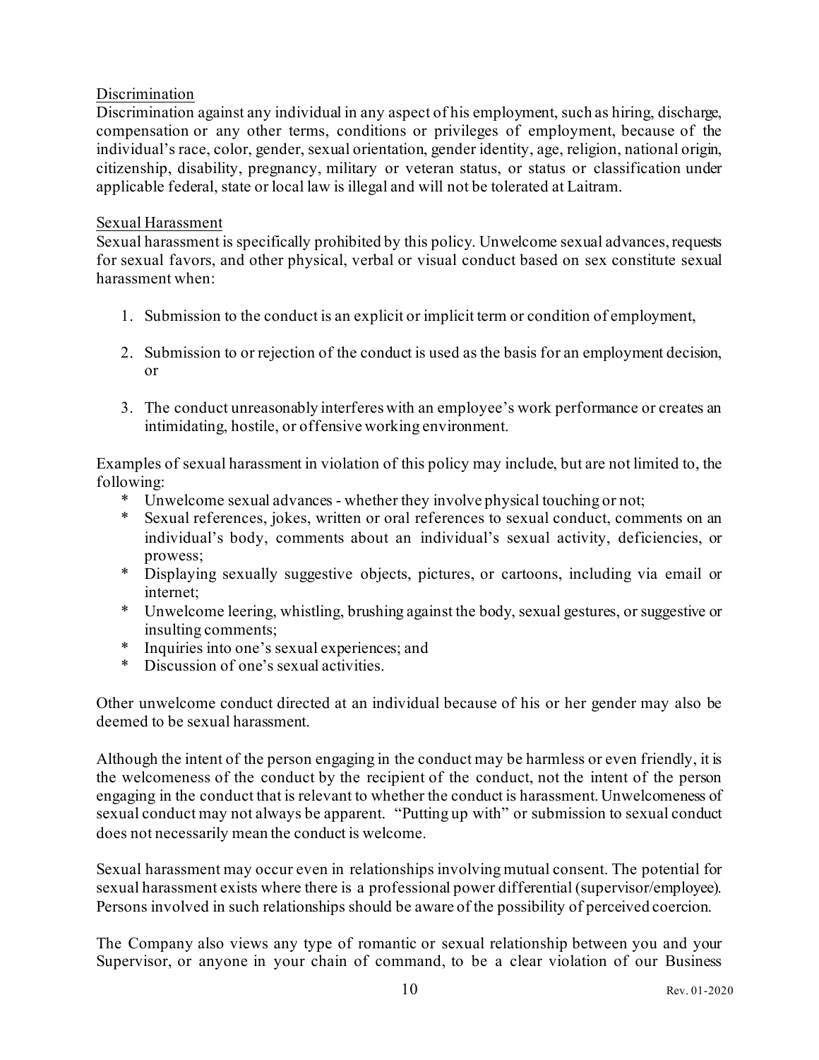Discrimination

Discrimination against any individual in any aspect of his employment, such as hiring, discharge, compensation or any other terms, conditions or privileges of employment, because of the individual's race, color, gender, sexual orientation, gender identity, age, religion, national origin, citizenship, disability, pregnancy, military or veteran status, or status or classification under applicable federal, state or local law is illegal and will not be tolerated at Laitram.

Sexual Harassment

Sexual harassment is specifically prohibited by this policy. Unwelcome sexual advances, requests for sexual favors, and other physical, verbal or visual conduct based on sex constitute sexual harassment when:

1. Submission to the conduct is an explicit or implicit term or condition of employment,

2. Submission to or rejection of the conduct is used as the basis for an employment decision, or

3. The conduct unreasonably interferes with an employee's work performance or creates an intimidating, hostile, or offensive working environment.

Examples of sexual harassment in violation of this policy may include, but are not limited to, the following:

* Unwelcome sexual advances - whether they involve physical touching or not;
* Sexual references, jokes, written or oral references to sexual conduct, comments on an individual's body, comments about an individual's sexual activity, deficiencies, or prowess;
* Displaying sexually suggestive objects, pictures, or cartoons, including via email or internet;
* Unwelcome leering, whistling, brushing against the body, sexual gestures, or suggestive or insulting comments;
* Inquiries into one's sexual experiences; and
* Discussion of one's sexual activities.

Other unwelcome conduct directed at an individual because of his or her gender may also be deemed to be sexual harassment.

Although the intent of the person engaging in the conduct may be harmless or even friendly, it is the welcomeness of the conduct by the recipient of the conduct, not the intent of the person engaging in the conduct that is relevant to whether the conduct is harassment. Unwelcomeness of sexual conduct may not always be apparent. "Putting up with" or submission to sexual conduct does not necessarily mean the conduct is welcome.

Sexual harassment may occur even in relationships involving mutual consent. The potential for sexual harassment exists where there is a professional power differential (supervisor/employee). Persons involved in such relationships should be aware of the possibility of perceived coercion.

The Company also views any type of romantic or sexual relationship between you and your Supervisor, or anyone in your chain of command, to be a clear violation of our Business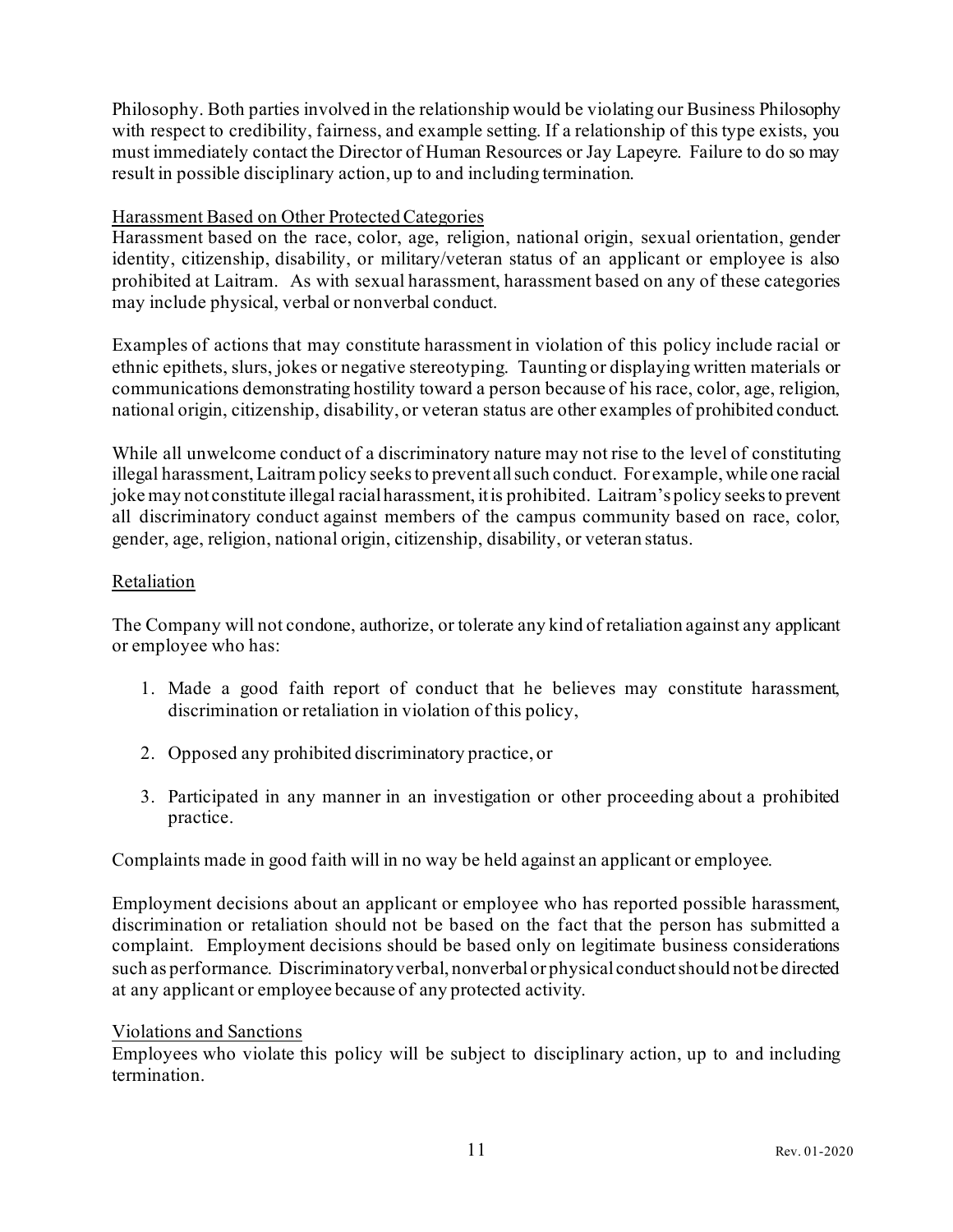Philosophy. Both parties involved in the relationship would be violating our Business Philosophy with respect to credibility, fairness, and example setting. If a relationship of this type exists, you must immediately contact the Director of Human Resources or Jay Lapeyre. Failure to do so may result in possible disciplinary action, up to and including termination.

Harassment Based on Other Protected Categories

Harassment based on the race, color, age, religion, national origin, sexual orientation, gender identity, citizenship, disability, or military/veteran status of an applicant or employee is also prohibited at Laitram. As with sexual harassment, harassment based on any of these categories may include physical, verbal or nonverbal conduct.

Examples of actions that may constitute harassment in violation of this policy include racial or ethnic epithets, slurs, jokes or negative stereotyping. Taunting or displaying written materials or communications demonstrating hostility toward a person because of his race, color, age, religion, national origin, citizenship, disability, or veteran status are other examples of prohibited conduct.

While all unwelcome conduct of a discriminatory nature may not rise to the level of constituting illegal harassment, Laitram policy seeks to prevent all such conduct. For example, while one racial joke may not constitute illegal racial harassment, it is prohibited. Laitram's policy seeks to prevent all discriminatory conduct against members of the campus community based on race, color, gender, age, religion, national origin, citizenship, disability, or veteran status.

Retaliation

The Company will not condone, authorize, or tolerate any kind of retaliation against any applicant or employee who has:

1. Made a good faith report of conduct that he believes may constitute harassment, discrimination or retaliation in violation of this policy,
2. Opposed any prohibited discriminatory practice, or
3. Participated in any manner in an investigation or other proceeding about a prohibited practice.

Complaints made in good faith will in no way be held against an applicant or employee.

Employment decisions about an applicant or employee who has reported possible harassment, discrimination or retaliation should not be based on the fact that the person has submitted a complaint. Employment decisions should be based only on legitimate business considerations such as performance. Discriminatory verbal, nonverbal or physical conduct should not be directed at any applicant or employee because of any protected activity.

Violations and Sanctions

Employees who violate this policy will be subject to disciplinary action, up to and including termination.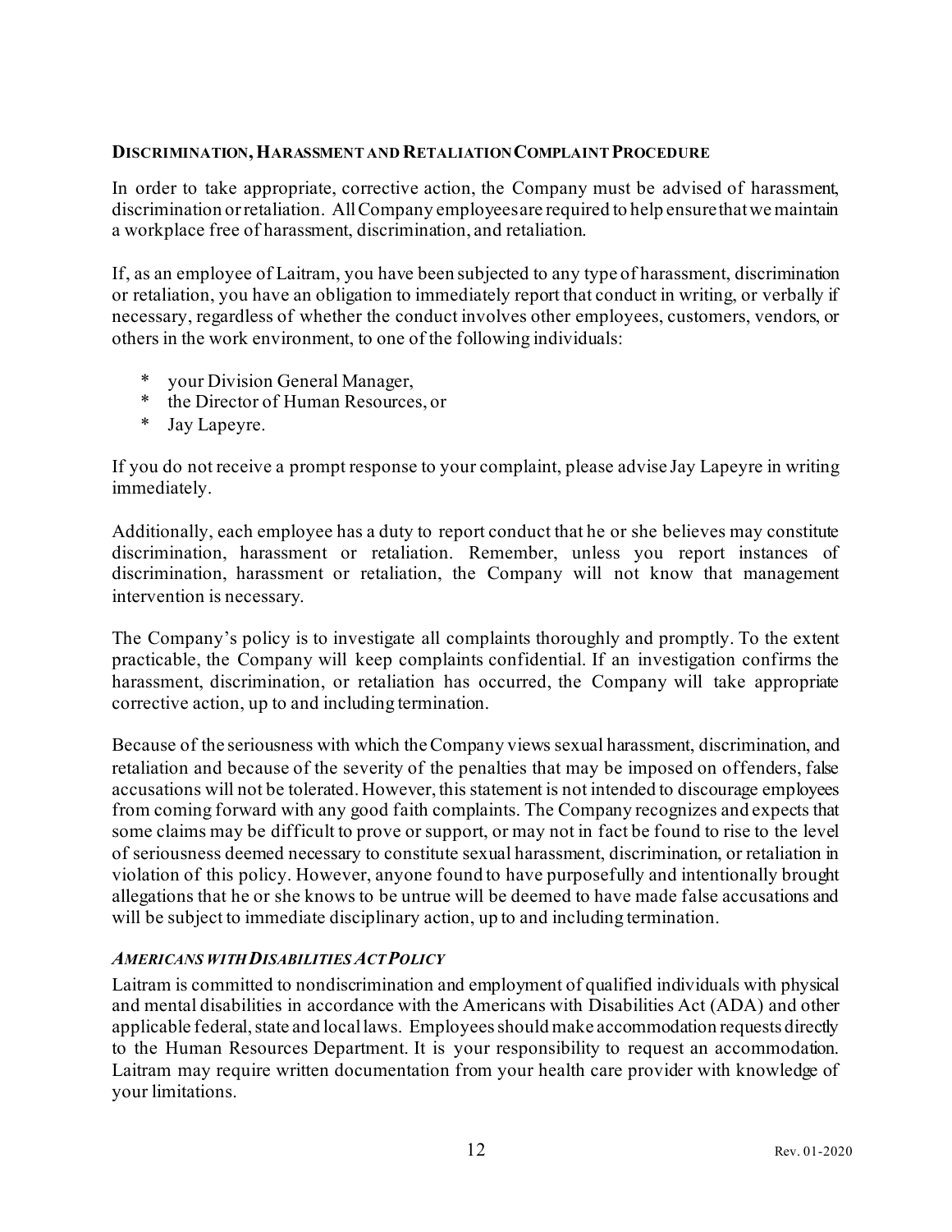## DISCRIMINATION, HARASSMENT AND RETALIATION COMPLAINT PROCEDURE

In order to take appropriate, corrective action, the Company must be advised of harassment, discrimination or retaliation. All Company employees are required to help ensure that we maintain a workplace free of harassment, discrimination, and retaliation.

If, as an employee of Laitram, you have been subjected to any type of harassment, discrimination or retaliation, you have an obligation to immediately report that conduct in writing, or verbally if necessary, regardless of whether the conduct involves other employees, customers, vendors, or others in the work environment, to one of the following individuals:

- your Division General Manager,
- the Director of Human Resources, or
- Jay Lapeyre.

If you do not receive a prompt response to your complaint, please advise Jay Lapeyre in writing immediately.

Additionally, each employee has a duty to report conduct that he or she believes may constitute discrimination, harassment or retaliation. Remember, unless you report instances of discrimination, harassment or retaliation, the Company will not know that management intervention is necessary.

The Company's policy is to investigate all complaints thoroughly and promptly. To the extent practicable, the Company will keep complaints confidential. If an investigation confirms the harassment, discrimination, or retaliation has occurred, the Company will take appropriate corrective action, up to and including termination.

Because of the seriousness with which the Company views sexual harassment, discrimination, and retaliation and because of the severity of the penalties that may be imposed on offenders, false accusations will not be tolerated. However, this statement is not intended to discourage employees from coming forward with any good faith complaints. The Company recognizes and expects that some claims may be difficult to prove or support, or may not in fact be found to rise to the level of seriousness deemed necessary to constitute sexual harassment, discrimination, or retaliation in violation of this policy. However, anyone found to have purposefully and intentionally brought allegations that he or she knows to be untrue will be deemed to have made false accusations and will be subject to immediate disciplinary action, up to and including termination.

### *AMERICANS WITH DISABILITIES ACT POLICY*

Laitram is committed to nondiscrimination and employment of qualified individuals with physical and mental disabilities in accordance with the Americans with Disabilities Act (ADA) and other applicable federal, state and local laws. Employees should make accommodation requests directly to the Human Resources Department. It is your responsibility to request an accommodation. Laitram may require written documentation from your health care provider with knowledge of your limitations.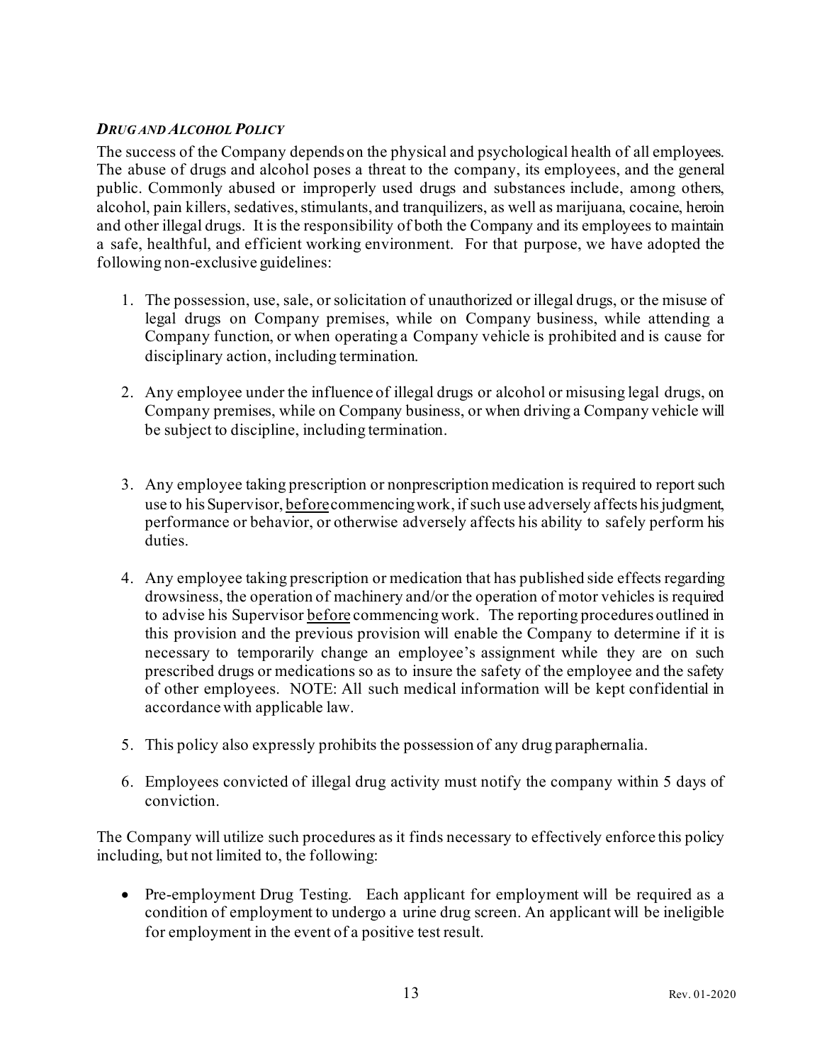### ***DRUG AND ALCOHOL POLICY***

The success of the Company depends on the physical and psychological health of all employees. The abuse of drugs and alcohol poses a threat to the company, its employees, and the general public. Commonly abused or improperly used drugs and substances include, among others, alcohol, pain killers, sedatives, stimulants, and tranquilizers, as well as marijuana, cocaine, heroin and other illegal drugs. It is the responsibility of both the Company and its employees to maintain a safe, healthful, and efficient working environment. For that purpose, we have adopted the following non-exclusive guidelines:

1. The possession, use, sale, or solicitation of unauthorized or illegal drugs, or the misuse of legal drugs on Company premises, while on Company business, while attending a Company function, or when operating a Company vehicle is prohibited and is cause for disciplinary action, including termination.

2. Any employee under the influence of illegal drugs or alcohol or misusing legal drugs, on Company premises, while on Company business, or when driving a Company vehicle will be subject to discipline, including termination.

3. Any employee taking prescription or nonprescription medication is required to report such use to his Supervisor, <u>before</u> commencing work, if such use adversely affects his judgment, performance or behavior, or otherwise adversely affects his ability to safely perform his duties.

4. Any employee taking prescription or medication that has published side effects regarding drowsiness, the operation of machinery and/or the operation of motor vehicles is required to advise his Supervisor <u>before</u> commencing work. The reporting procedures outlined in this provision and the previous provision will enable the Company to determine if it is necessary to temporarily change an employee's assignment while they are on such prescribed drugs or medications so as to insure the safety of the employee and the safety of other employees. NOTE: All such medical information will be kept confidential in accordance with applicable law.

5. This policy also expressly prohibits the possession of any drug paraphernalia.

6. Employees convicted of illegal drug activity must notify the company within 5 days of conviction.

The Company will utilize such procedures as it finds necessary to effectively enforce this policy including, but not limited to, the following:

- Pre-employment Drug Testing. Each applicant for employment will be required as a condition of employment to undergo a urine drug screen. An applicant will be ineligible for employment in the event of a positive test result.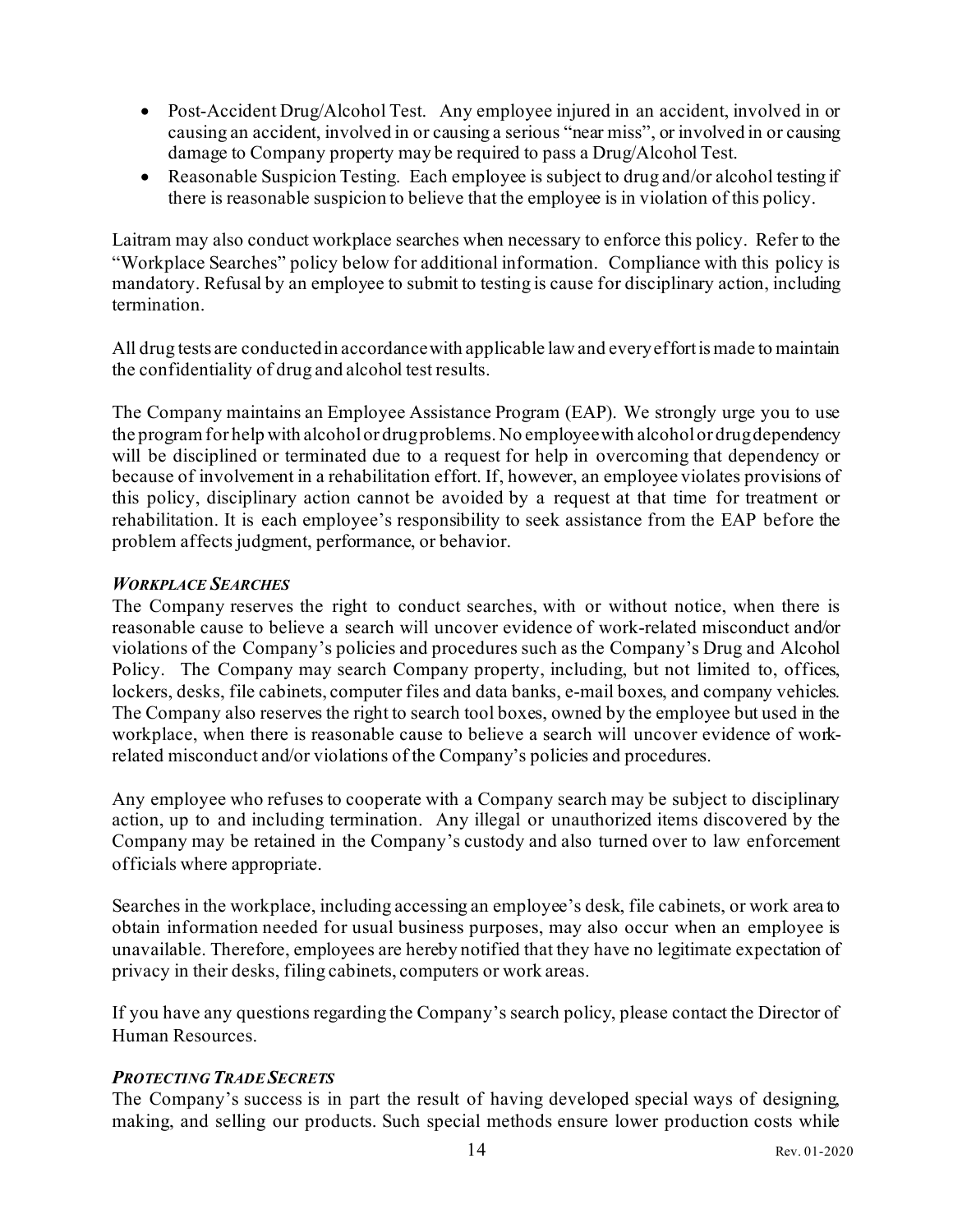- Post-Accident Drug/Alcohol Test. Any employee injured in an accident, involved in or causing an accident, involved in or causing a serious "near miss", or involved in or causing damage to Company property may be required to pass a Drug/Alcohol Test.
- Reasonable Suspicion Testing. Each employee is subject to drug and/or alcohol testing if there is reasonable suspicion to believe that the employee is in violation of this policy.

Laitram may also conduct workplace searches when necessary to enforce this policy. Refer to the "Workplace Searches" policy below for additional information. Compliance with this policy is mandatory. Refusal by an employee to submit to testing is cause for disciplinary action, including termination.

All drug tests are conducted in accordance with applicable law and every effort is made to maintain the confidentiality of drug and alcohol test results.

The Company maintains an Employee Assistance Program (EAP). We strongly urge you to use the program for help with alcohol or drug problems. No employee with alcohol or drug dependency will be disciplined or terminated due to a request for help in overcoming that dependency or because of involvement in a rehabilitation effort. If, however, an employee violates provisions of this policy, disciplinary action cannot be avoided by a request at that time for treatment or rehabilitation. It is each employee's responsibility to seek assistance from the EAP before the problem affects judgment, performance, or behavior.

***WORKPLACE SEARCHES***

The Company reserves the right to conduct searches, with or without notice, when there is reasonable cause to believe a search will uncover evidence of work-related misconduct and/or violations of the Company's policies and procedures such as the Company's Drug and Alcohol Policy. The Company may search Company property, including, but not limited to, offices, lockers, desks, file cabinets, computer files and data banks, e-mail boxes, and company vehicles. The Company also reserves the right to search tool boxes, owned by the employee but used in the workplace, when there is reasonable cause to believe a search will uncover evidence of work-related misconduct and/or violations of the Company's policies and procedures.

Any employee who refuses to cooperate with a Company search may be subject to disciplinary action, up to and including termination. Any illegal or unauthorized items discovered by the Company may be retained in the Company's custody and also turned over to law enforcement officials where appropriate.

Searches in the workplace, including accessing an employee's desk, file cabinets, or work area to obtain information needed for usual business purposes, may also occur when an employee is unavailable. Therefore, employees are hereby notified that they have no legitimate expectation of privacy in their desks, filing cabinets, computers or work areas.

If you have any questions regarding the Company's search policy, please contact the Director of Human Resources.

***PROTECTING TRADE SECRETS***

The Company's success is in part the result of having developed special ways of designing, making, and selling our products. Such special methods ensure lower production costs while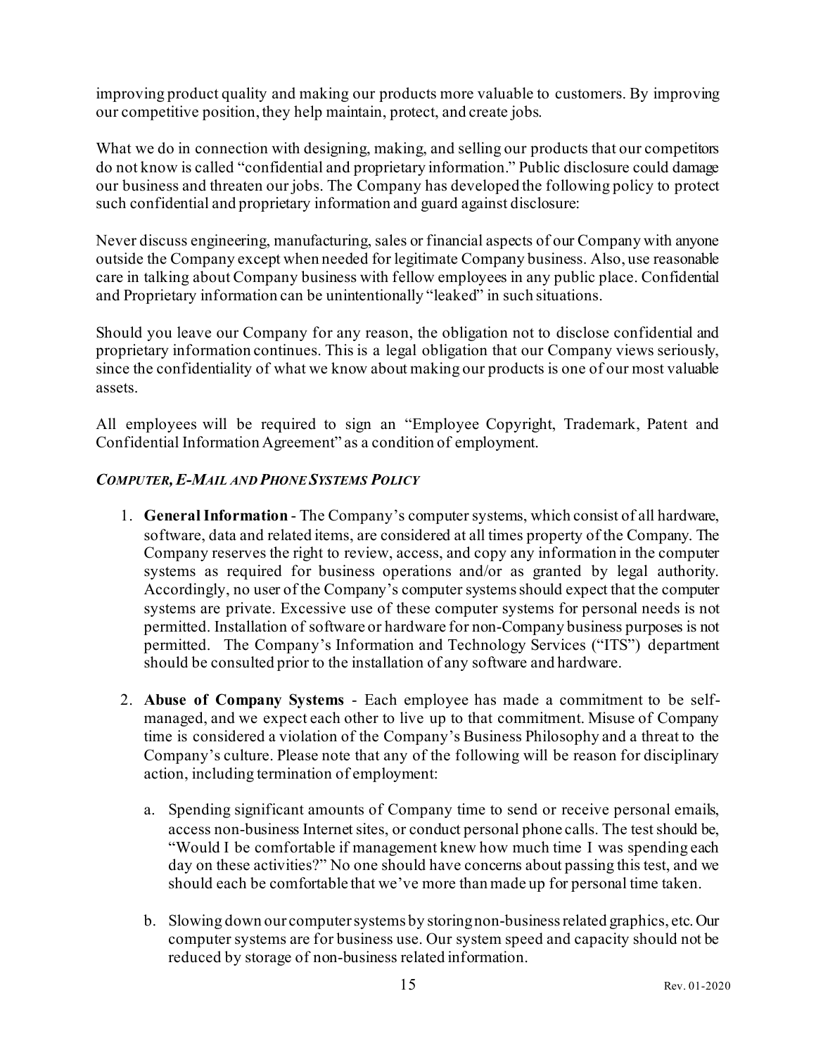improving product quality and making our products more valuable to customers. By improving our competitive position, they help maintain, protect, and create jobs.

What we do in connection with designing, making, and selling our products that our competitors do not know is called "confidential and proprietary information." Public disclosure could damage our business and threaten our jobs. The Company has developed the following policy to protect such confidential and proprietary information and guard against disclosure:

Never discuss engineering, manufacturing, sales or financial aspects of our Company with anyone outside the Company except when needed for legitimate Company business. Also, use reasonable care in talking about Company business with fellow employees in any public place. Confidential and Proprietary information can be unintentionally "leaked" in such situations.

Should you leave our Company for any reason, the obligation not to disclose confidential and proprietary information continues. This is a legal obligation that our Company views seriously, since the confidentiality of what we know about making our products is one of our most valuable assets.

All employees will be required to sign an "Employee Copyright, Trademark, Patent and Confidential Information Agreement" as a condition of employment.

### *COMPUTER, E-MAIL AND PHONE SYSTEMS POLICY*

1. **General Information** - The Company's computer systems, which consist of all hardware, software, data and related items, are considered at all times property of the Company. The Company reserves the right to review, access, and copy any information in the computer systems as required for business operations and/or as granted by legal authority. Accordingly, no user of the Company's computer systems should expect that the computer systems are private. Excessive use of these computer systems for personal needs is not permitted. Installation of software or hardware for non-Company business purposes is not permitted. The Company's Information and Technology Services ("ITS") department should be consulted prior to the installation of any software and hardware.

2. **Abuse of Company Systems** - Each employee has made a commitment to be self-managed, and we expect each other to live up to that commitment. Misuse of Company time is considered a violation of the Company's Business Philosophy and a threat to the Company's culture. Please note that any of the following will be reason for disciplinary action, including termination of employment:

   a. Spending significant amounts of Company time to send or receive personal emails, access non-business Internet sites, or conduct personal phone calls. The test should be, "Would I be comfortable if management knew how much time I was spending each day on these activities?" No one should have concerns about passing this test, and we should each be comfortable that we've more than made up for personal time taken.

   b. Slowing down our computer systems by storing non-business related graphics, etc. Our computer systems are for business use. Our system speed and capacity should not be reduced by storage of non-business related information.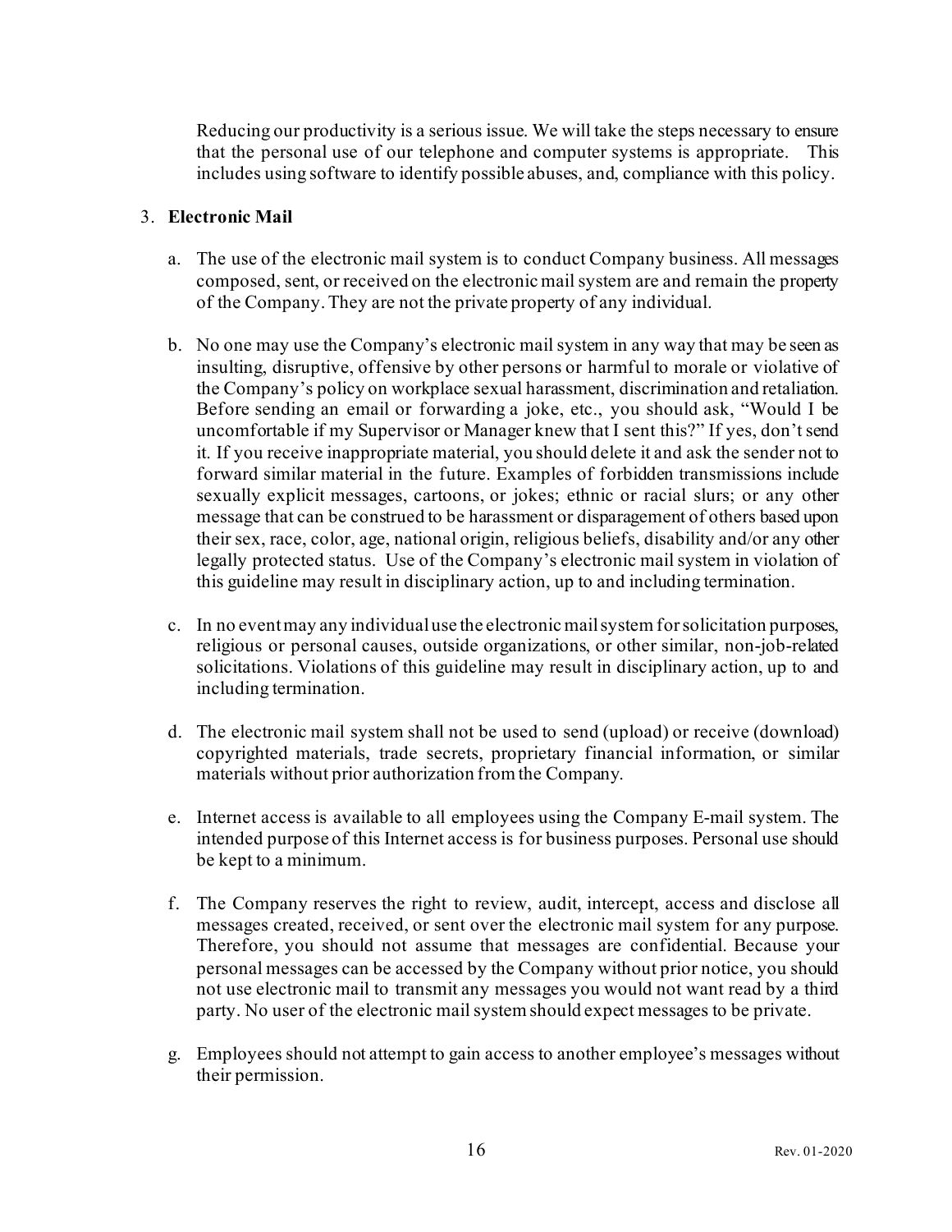Reducing our productivity is a serious issue. We will take the steps necessary to ensure that the personal use of our telephone and computer systems is appropriate. This includes using software to identify possible abuses, and, compliance with this policy.

3. **Electronic Mail**

   a. The use of the electronic mail system is to conduct Company business. All messages composed, sent, or received on the electronic mail system are and remain the property of the Company. They are not the private property of any individual.

   b. No one may use the Company's electronic mail system in any way that may be seen as insulting, disruptive, offensive by other persons or harmful to morale or violative of the Company's policy on workplace sexual harassment, discrimination and retaliation. Before sending an email or forwarding a joke, etc., you should ask, "Would I be uncomfortable if my Supervisor or Manager knew that I sent this?" If yes, don't send it. If you receive inappropriate material, you should delete it and ask the sender not to forward similar material in the future. Examples of forbidden transmissions include sexually explicit messages, cartoons, or jokes; ethnic or racial slurs; or any other message that can be construed to be harassment or disparagement of others based upon their sex, race, color, age, national origin, religious beliefs, disability and/or any other legally protected status. Use of the Company's electronic mail system in violation of this guideline may result in disciplinary action, up to and including termination.

   c. In no event may any individual use the electronic mail system for solicitation purposes, religious or personal causes, outside organizations, or other similar, non-job-related solicitations. Violations of this guideline may result in disciplinary action, up to and including termination.

   d. The electronic mail system shall not be used to send (upload) or receive (download) copyrighted materials, trade secrets, proprietary financial information, or similar materials without prior authorization from the Company.

   e. Internet access is available to all employees using the Company E-mail system. The intended purpose of this Internet access is for business purposes. Personal use should be kept to a minimum.

   f. The Company reserves the right to review, audit, intercept, access and disclose all messages created, received, or sent over the electronic mail system for any purpose. Therefore, you should not assume that messages are confidential. Because your personal messages can be accessed by the Company without prior notice, you should not use electronic mail to transmit any messages you would not want read by a third party. No user of the electronic mail system should expect messages to be private.

   g. Employees should not attempt to gain access to another employee's messages without their permission.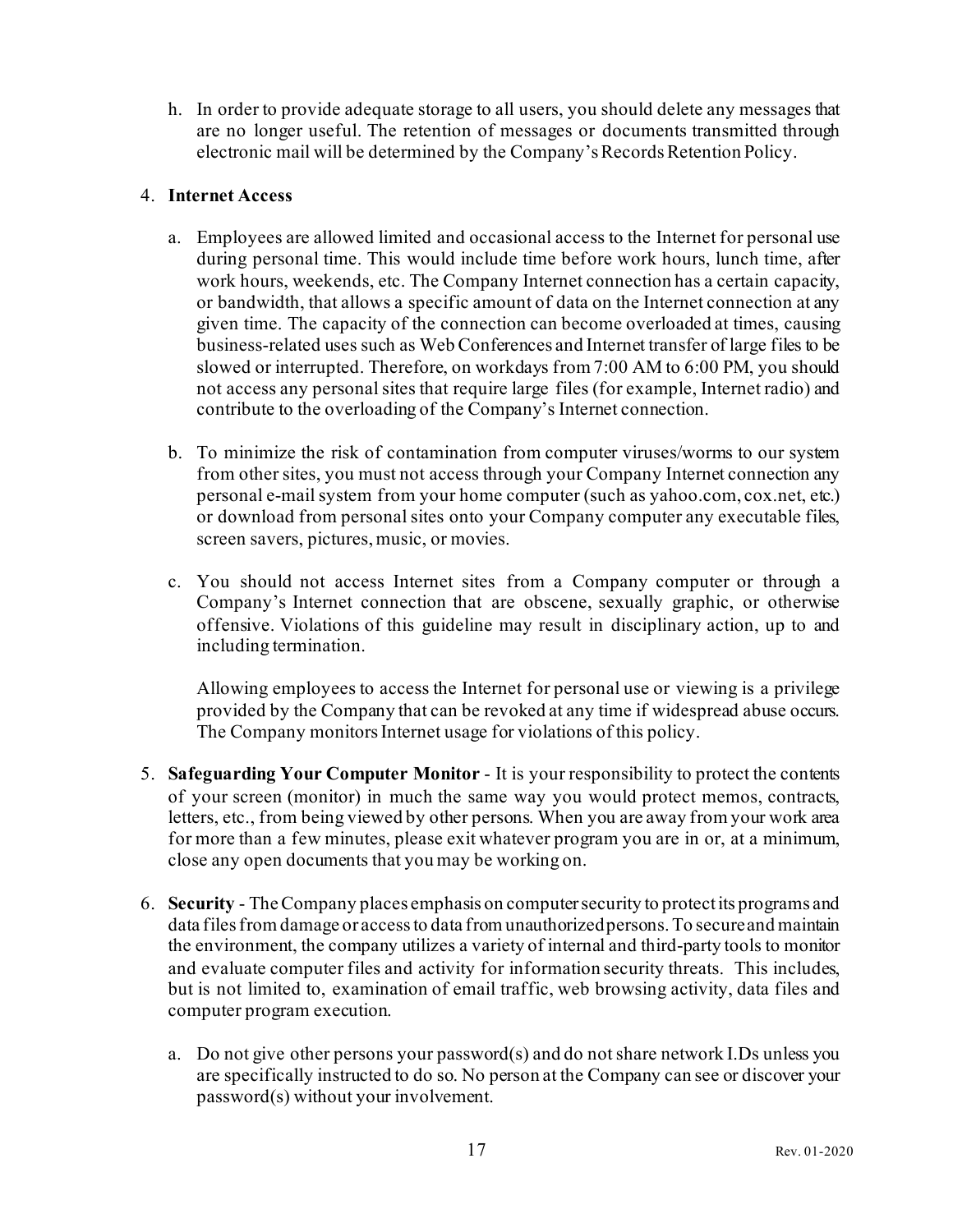h. In order to provide adequate storage to all users, you should delete any messages that are no longer useful. The retention of messages or documents transmitted through electronic mail will be determined by the Company's Records Retention Policy.

4. **Internet Access**

   a. Employees are allowed limited and occasional access to the Internet for personal use during personal time. This would include time before work hours, lunch time, after work hours, weekends, etc. The Company Internet connection has a certain capacity, or bandwidth, that allows a specific amount of data on the Internet connection at any given time. The capacity of the connection can become overloaded at times, causing business-related uses such as Web Conferences and Internet transfer of large files to be slowed or interrupted. Therefore, on workdays from 7:00 AM to 6:00 PM, you should not access any personal sites that require large files (for example, Internet radio) and contribute to the overloading of the Company's Internet connection.

   b. To minimize the risk of contamination from computer viruses/worms to our system from other sites, you must not access through your Company Internet connection any personal e-mail system from your home computer (such as yahoo.com, cox.net, etc.) or download from personal sites onto your Company computer any executable files, screen savers, pictures, music, or movies.

   c. You should not access Internet sites from a Company computer or through a Company's Internet connection that are obscene, sexually graphic, or otherwise offensive. Violations of this guideline may result in disciplinary action, up to and including termination.

   Allowing employees to access the Internet for personal use or viewing is a privilege provided by the Company that can be revoked at any time if widespread abuse occurs. The Company monitors Internet usage for violations of this policy.

5. **Safeguarding Your Computer Monitor** - It is your responsibility to protect the contents of your screen (monitor) in much the same way you would protect memos, contracts, letters, etc., from being viewed by other persons. When you are away from your work area for more than a few minutes, please exit whatever program you are in or, at a minimum, close any open documents that you may be working on.

6. **Security** - The Company places emphasis on computer security to protect its programs and data files from damage or access to data from unauthorized persons. To secure and maintain the environment, the company utilizes a variety of internal and third-party tools to monitor and evaluate computer files and activity for information security threats. This includes, but is not limited to, examination of email traffic, web browsing activity, data files and computer program execution.

   a. Do not give other persons your password(s) and do not share network I.Ds unless you are specifically instructed to do so. No person at the Company can see or discover your password(s) without your involvement.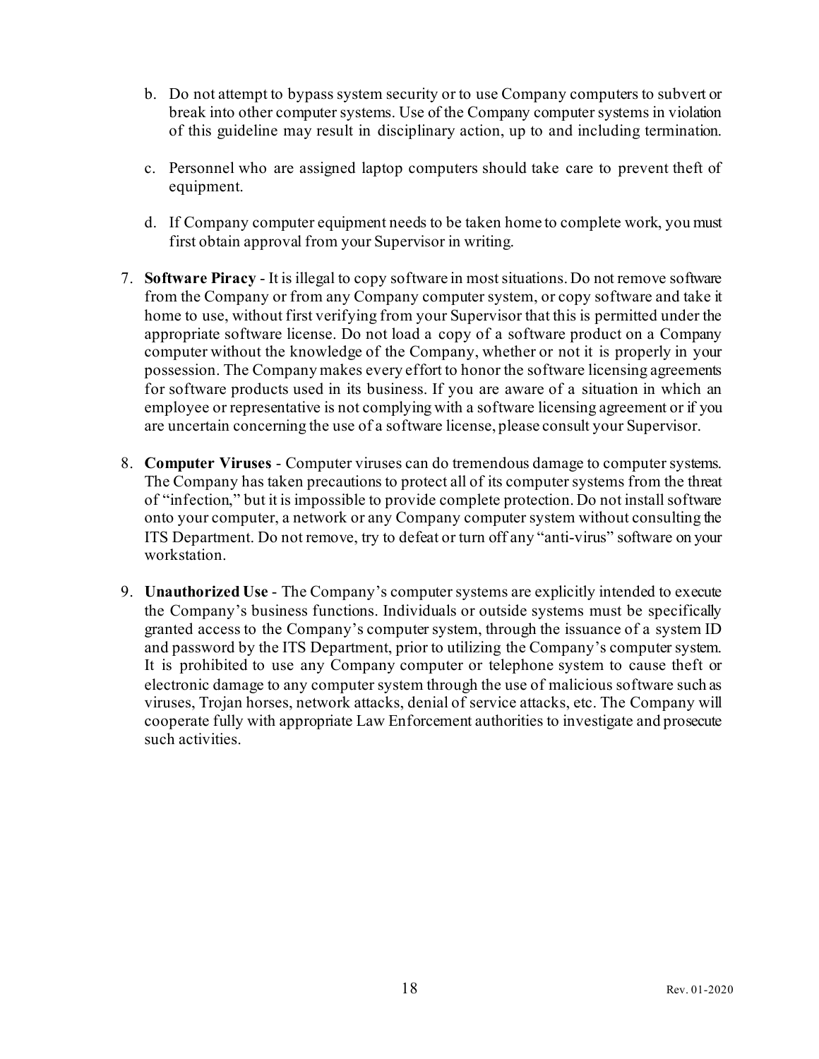b. Do not attempt to bypass system security or to use Company computers to subvert or break into other computer systems. Use of the Company computer systems in violation of this guideline may result in disciplinary action, up to and including termination.

c. Personnel who are assigned laptop computers should take care to prevent theft of equipment.

d. If Company computer equipment needs to be taken home to complete work, you must first obtain approval from your Supervisor in writing.

7. **Software Piracy** - It is illegal to copy software in most situations. Do not remove software from the Company or from any Company computer system, or copy software and take it home to use, without first verifying from your Supervisor that this is permitted under the appropriate software license. Do not load a copy of a software product on a Company computer without the knowledge of the Company, whether or not it is properly in your possession. The Company makes every effort to honor the software licensing agreements for software products used in its business. If you are aware of a situation in which an employee or representative is not complying with a software licensing agreement or if you are uncertain concerning the use of a software license, please consult your Supervisor.

8. **Computer Viruses** - Computer viruses can do tremendous damage to computer systems. The Company has taken precautions to protect all of its computer systems from the threat of "infection," but it is impossible to provide complete protection. Do not install software onto your computer, a network or any Company computer system without consulting the ITS Department. Do not remove, try to defeat or turn off any "anti-virus" software on your workstation.

9. **Unauthorized Use** - The Company's computer systems are explicitly intended to execute the Company's business functions. Individuals or outside systems must be specifically granted access to the Company's computer system, through the issuance of a system ID and password by the ITS Department, prior to utilizing the Company's computer system. It is prohibited to use any Company computer or telephone system to cause theft or electronic damage to any computer system through the use of malicious software such as viruses, Trojan horses, network attacks, denial of service attacks, etc. The Company will cooperate fully with appropriate Law Enforcement authorities to investigate and prosecute such activities.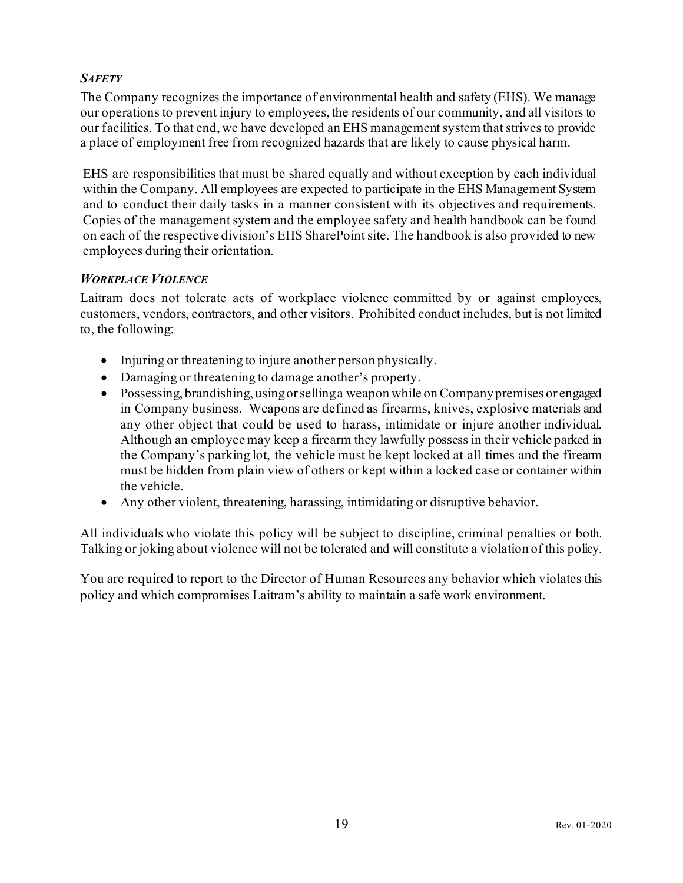### ***Safety***

The Company recognizes the importance of environmental health and safety (EHS). We manage our operations to prevent injury to employees, the residents of our community, and all visitors to our facilities. To that end, we have developed an EHS management system that strives to provide a place of employment free from recognized hazards that are likely to cause physical harm.

EHS are responsibilities that must be shared equally and without exception by each individual within the Company. All employees are expected to participate in the EHS Management System and to conduct their daily tasks in a manner consistent with its objectives and requirements. Copies of the management system and the employee safety and health handbook can be found on each of the respective division's EHS SharePoint site. The handbook is also provided to new employees during their orientation.

### ***Workplace Violence***

Laitram does not tolerate acts of workplace violence committed by or against employees, customers, vendors, contractors, and other visitors. Prohibited conduct includes, but is not limited to, the following:

- Injuring or threatening to injure another person physically.
- Damaging or threatening to damage another's property.
- Possessing, brandishing, using or selling a weapon while on Company premises or engaged in Company business. Weapons are defined as firearms, knives, explosive materials and any other object that could be used to harass, intimidate or injure another individual. Although an employee may keep a firearm they lawfully possess in their vehicle parked in the Company's parking lot, the vehicle must be kept locked at all times and the firearm must be hidden from plain view of others or kept within a locked case or container within the vehicle.
- Any other violent, threatening, harassing, intimidating or disruptive behavior.

All individuals who violate this policy will be subject to discipline, criminal penalties or both. Talking or joking about violence will not be tolerated and will constitute a violation of this policy.

You are required to report to the Director of Human Resources any behavior which violates this policy and which compromises Laitram's ability to maintain a safe work environment.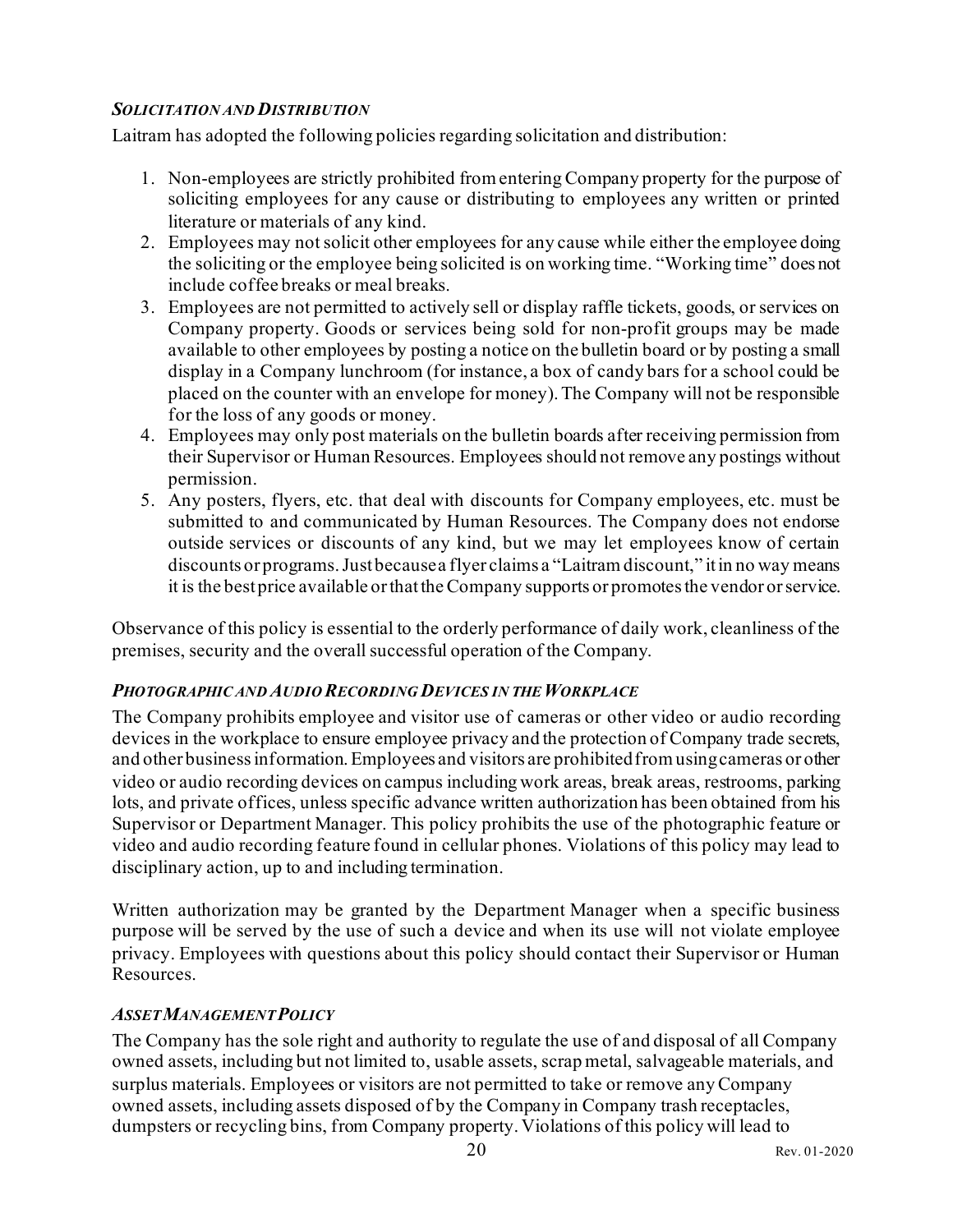### *Solicitation and Distribution*

Laitram has adopted the following policies regarding solicitation and distribution:

1. Non-employees are strictly prohibited from entering Company property for the purpose of soliciting employees for any cause or distributing to employees any written or printed literature or materials of any kind.
2. Employees may not solicit other employees for any cause while either the employee doing the soliciting or the employee being solicited is on working time. "Working time" does not include coffee breaks or meal breaks.
3. Employees are not permitted to actively sell or display raffle tickets, goods, or services on Company property. Goods or services being sold for non-profit groups may be made available to other employees by posting a notice on the bulletin board or by posting a small display in a Company lunchroom (for instance, a box of candy bars for a school could be placed on the counter with an envelope for money). The Company will not be responsible for the loss of any goods or money.
4. Employees may only post materials on the bulletin boards after receiving permission from their Supervisor or Human Resources. Employees should not remove any postings without permission.
5. Any posters, flyers, etc. that deal with discounts for Company employees, etc. must be submitted to and communicated by Human Resources. The Company does not endorse outside services or discounts of any kind, but we may let employees know of certain discounts or programs. Just because a flyer claims a "Laitram discount," it in no way means it is the best price available or that the Company supports or promotes the vendor or service.

Observance of this policy is essential to the orderly performance of daily work, cleanliness of the premises, security and the overall successful operation of the Company.

### *Photographic and Audio Recording Devices in the Workplace*

The Company prohibits employee and visitor use of cameras or other video or audio recording devices in the workplace to ensure employee privacy and the protection of Company trade secrets, and other business information. Employees and visitors are prohibited from using cameras or other video or audio recording devices on campus including work areas, break areas, restrooms, parking lots, and private offices, unless specific advance written authorization has been obtained from his Supervisor or Department Manager. This policy prohibits the use of the photographic feature or video and audio recording feature found in cellular phones. Violations of this policy may lead to disciplinary action, up to and including termination.

Written authorization may be granted by the Department Manager when a specific business purpose will be served by the use of such a device and when its use will not violate employee privacy. Employees with questions about this policy should contact their Supervisor or Human Resources.

### *Asset Management Policy*

The Company has the sole right and authority to regulate the use of and disposal of all Company owned assets, including but not limited to, usable assets, scrap metal, salvageable materials, and surplus materials. Employees or visitors are not permitted to take or remove any Company owned assets, including assets disposed of by the Company in Company trash receptacles, dumpsters or recycling bins, from Company property. Violations of this policy will lead to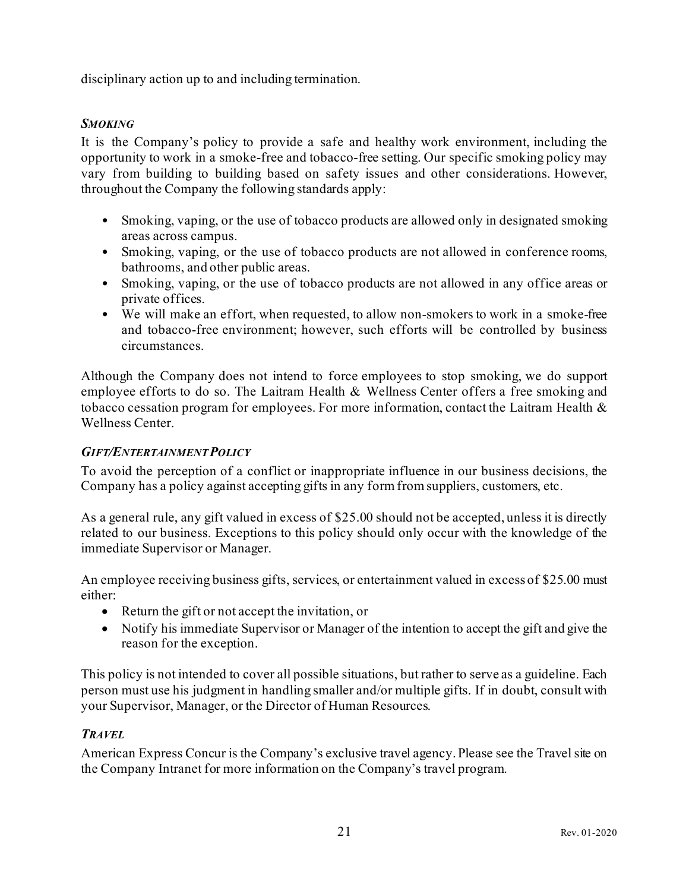disciplinary action up to and including termination.

### *SMOKING*

It is the Company's policy to provide a safe and healthy work environment, including the opportunity to work in a smoke-free and tobacco-free setting. Our specific smoking policy may vary from building to building based on safety issues and other considerations. However, throughout the Company the following standards apply:

- Smoking, vaping, or the use of tobacco products are allowed only in designated smoking areas across campus.
- Smoking, vaping, or the use of tobacco products are not allowed in conference rooms, bathrooms, and other public areas.
- Smoking, vaping, or the use of tobacco products are not allowed in any office areas or private offices.
- We will make an effort, when requested, to allow non-smokers to work in a smoke-free and tobacco-free environment; however, such efforts will be controlled by business circumstances.

Although the Company does not intend to force employees to stop smoking, we do support employee efforts to do so. The Laitram Health & Wellness Center offers a free smoking and tobacco cessation program for employees. For more information, contact the Laitram Health & Wellness Center.

### *GIFT/ENTERTAINMENT POLICY*

To avoid the perception of a conflict or inappropriate influence in our business decisions, the Company has a policy against accepting gifts in any form from suppliers, customers, etc.

As a general rule, any gift valued in excess of $25.00 should not be accepted, unless it is directly related to our business. Exceptions to this policy should only occur with the knowledge of the immediate Supervisor or Manager.

An employee receiving business gifts, services, or entertainment valued in excess of $25.00 must either:

- Return the gift or not accept the invitation, or
- Notify his immediate Supervisor or Manager of the intention to accept the gift and give the reason for the exception.

This policy is not intended to cover all possible situations, but rather to serve as a guideline. Each person must use his judgment in handling smaller and/or multiple gifts. If in doubt, consult with your Supervisor, Manager, or the Director of Human Resources.

### *TRAVEL*

American Express Concur is the Company's exclusive travel agency. Please see the Travel site on the Company Intranet for more information on the Company's travel program.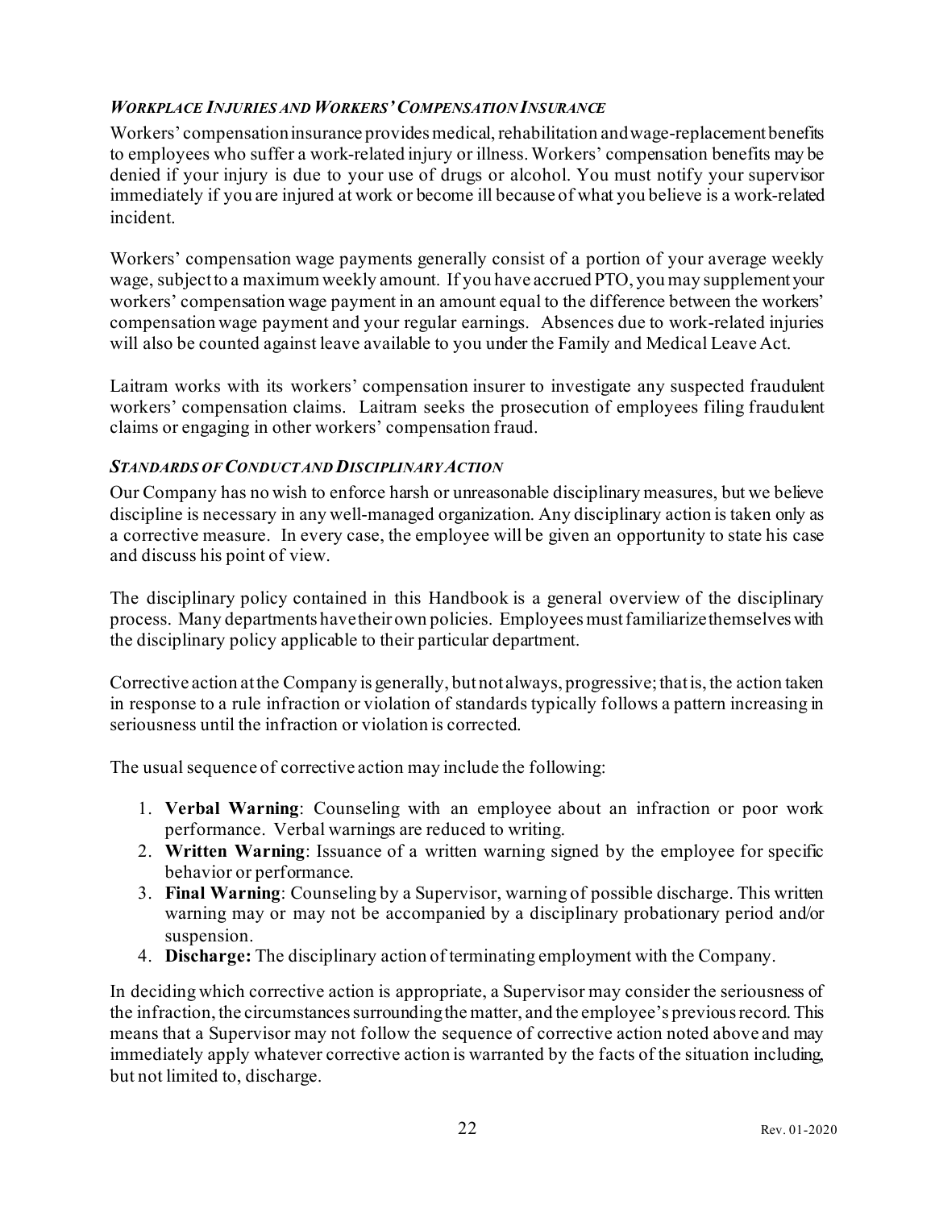### *Workplace Injuries and Workers' Compensation Insurance*

Workers' compensation insurance provides medical, rehabilitation and wage-replacement benefits to employees who suffer a work-related injury or illness. Workers' compensation benefits may be denied if your injury is due to your use of drugs or alcohol. You must notify your supervisor immediately if you are injured at work or become ill because of what you believe is a work-related incident.

Workers' compensation wage payments generally consist of a portion of your average weekly wage, subject to a maximum weekly amount. If you have accrued PTO, you may supplement your workers' compensation wage payment in an amount equal to the difference between the workers' compensation wage payment and your regular earnings. Absences due to work-related injuries will also be counted against leave available to you under the Family and Medical Leave Act.

Laitram works with its workers' compensation insurer to investigate any suspected fraudulent workers' compensation claims. Laitram seeks the prosecution of employees filing fraudulent claims or engaging in other workers' compensation fraud.

### *Standards of Conduct and Disciplinary Action*

Our Company has no wish to enforce harsh or unreasonable disciplinary measures, but we believe discipline is necessary in any well-managed organization. Any disciplinary action is taken only as a corrective measure. In every case, the employee will be given an opportunity to state his case and discuss his point of view.

The disciplinary policy contained in this Handbook is a general overview of the disciplinary process. Many departments have their own policies. Employees must familiarize themselves with the disciplinary policy applicable to their particular department.

Corrective action at the Company is generally, but not always, progressive; that is, the action taken in response to a rule infraction or violation of standards typically follows a pattern increasing in seriousness until the infraction or violation is corrected.

The usual sequence of corrective action may include the following:

1. **Verbal Warning**: Counseling with an employee about an infraction or poor work performance. Verbal warnings are reduced to writing.
2. **Written Warning**: Issuance of a written warning signed by the employee for specific behavior or performance.
3. **Final Warning**: Counseling by a Supervisor, warning of possible discharge. This written warning may or may not be accompanied by a disciplinary probationary period and/or suspension.
4. **Discharge:** The disciplinary action of terminating employment with the Company.

In deciding which corrective action is appropriate, a Supervisor may consider the seriousness of the infraction, the circumstances surrounding the matter, and the employee's previous record. This means that a Supervisor may not follow the sequence of corrective action noted above and may immediately apply whatever corrective action is warranted by the facts of the situation including, but not limited to, discharge.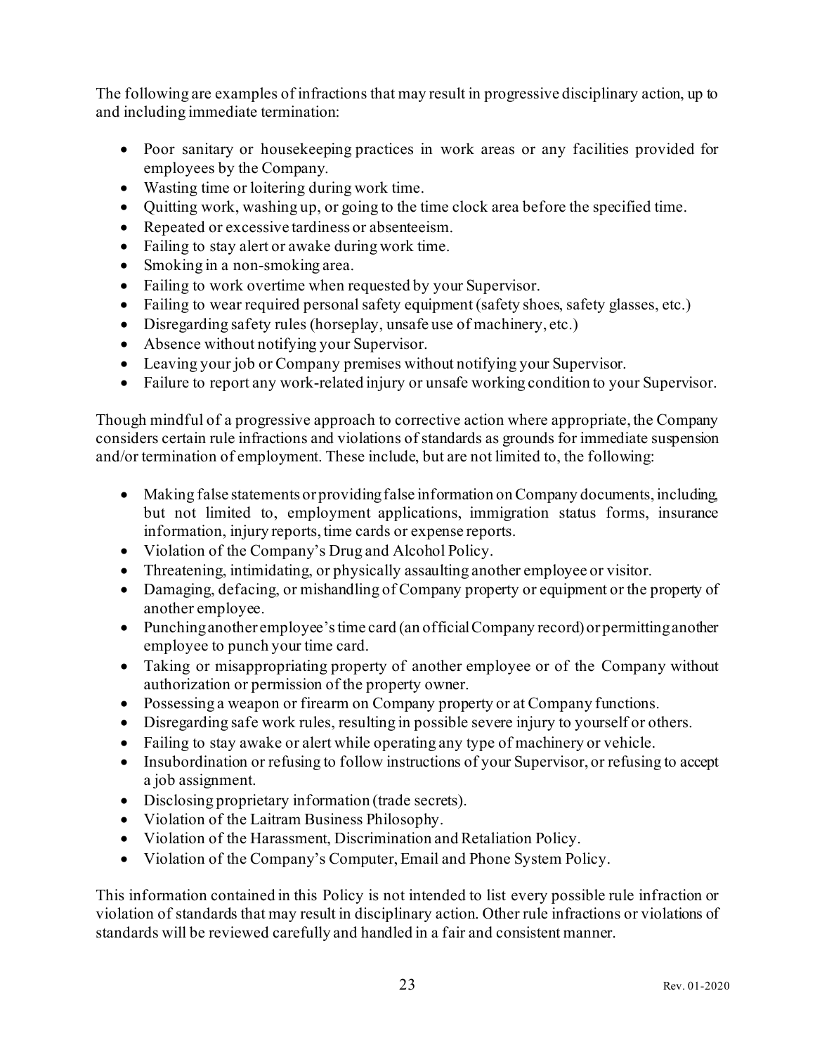The following are examples of infractions that may result in progressive disciplinary action, up to and including immediate termination:

- Poor sanitary or housekeeping practices in work areas or any facilities provided for employees by the Company.
- Wasting time or loitering during work time.
- Quitting work, washing up, or going to the time clock area before the specified time.
- Repeated or excessive tardiness or absenteeism.
- Failing to stay alert or awake during work time.
- Smoking in a non-smoking area.
- Failing to work overtime when requested by your Supervisor.
- Failing to wear required personal safety equipment (safety shoes, safety glasses, etc.)
- Disregarding safety rules (horseplay, unsafe use of machinery, etc.)
- Absence without notifying your Supervisor.
- Leaving your job or Company premises without notifying your Supervisor.
- Failure to report any work-related injury or unsafe working condition to your Supervisor.

Though mindful of a progressive approach to corrective action where appropriate, the Company considers certain rule infractions and violations of standards as grounds for immediate suspension and/or termination of employment. These include, but are not limited to, the following:

- Making false statements or providing false information on Company documents, including, but not limited to, employment applications, immigration status forms, insurance information, injury reports, time cards or expense reports.
- Violation of the Company's Drug and Alcohol Policy.
- Threatening, intimidating, or physically assaulting another employee or visitor.
- Damaging, defacing, or mishandling of Company property or equipment or the property of another employee.
- Punching another employee's time card (an official Company record) or permitting another employee to punch your time card.
- Taking or misappropriating property of another employee or of the Company without authorization or permission of the property owner.
- Possessing a weapon or firearm on Company property or at Company functions.
- Disregarding safe work rules, resulting in possible severe injury to yourself or others.
- Failing to stay awake or alert while operating any type of machinery or vehicle.
- Insubordination or refusing to follow instructions of your Supervisor, or refusing to accept a job assignment.
- Disclosing proprietary information (trade secrets).
- Violation of the Laitram Business Philosophy.
- Violation of the Harassment, Discrimination and Retaliation Policy.
- Violation of the Company's Computer, Email and Phone System Policy.

This information contained in this Policy is not intended to list every possible rule infraction or violation of standards that may result in disciplinary action. Other rule infractions or violations of standards will be reviewed carefully and handled in a fair and consistent manner.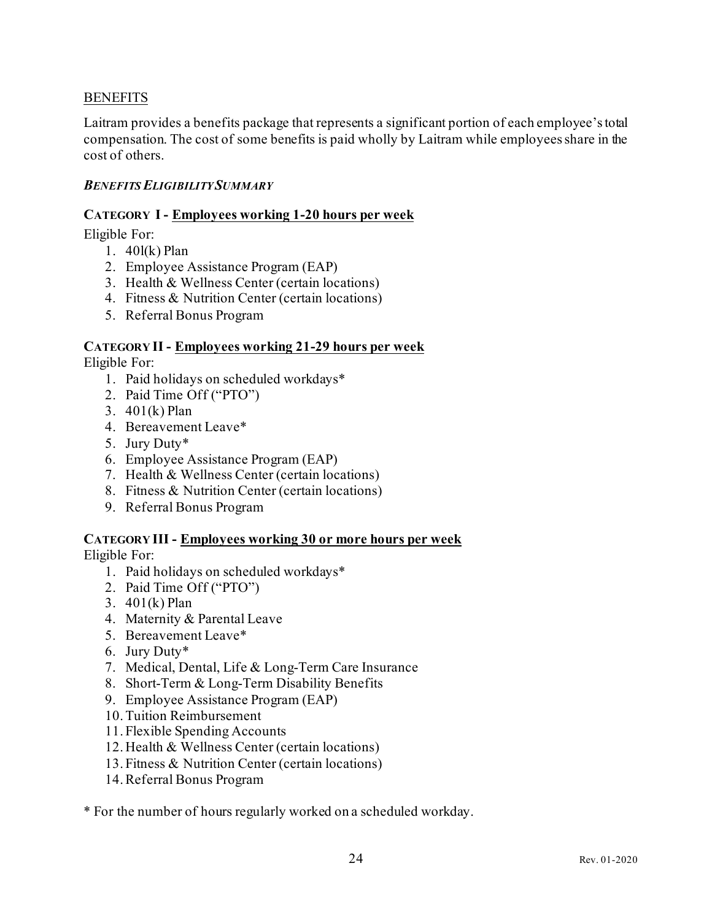## BENEFITS

Laitram provides a benefits package that represents a significant portion of each employee's total compensation. The cost of some benefits is paid wholly by Laitram while employees share in the cost of others.

### *BENEFITS ELIGIBILITY SUMMARY*

**CATEGORY I - Employees working 1-20 hours per week**

Eligible For:

1. 40l(k) Plan
2. Employee Assistance Program (EAP)
3. Health & Wellness Center (certain locations)
4. Fitness & Nutrition Center (certain locations)
5. Referral Bonus Program

**CATEGORY II - Employees working 21-29 hours per week**

Eligible For:

1. Paid holidays on scheduled workdays*
2. Paid Time Off ("PTO")
3. 401(k) Plan
4. Bereavement Leave*
5. Jury Duty*
6. Employee Assistance Program (EAP)
7. Health & Wellness Center (certain locations)
8. Fitness & Nutrition Center (certain locations)
9. Referral Bonus Program

**CATEGORY III - Employees working 30 or more hours per week**

Eligible For:

1. Paid holidays on scheduled workdays*
2. Paid Time Off ("PTO")
3. 401(k) Plan
4. Maternity & Parental Leave
5. Bereavement Leave*
6. Jury Duty*
7. Medical, Dental, Life & Long-Term Care Insurance
8. Short-Term & Long-Term Disability Benefits
9. Employee Assistance Program (EAP)
10. Tuition Reimbursement
11. Flexible Spending Accounts
12. Health & Wellness Center (certain locations)
13. Fitness & Nutrition Center (certain locations)
14. Referral Bonus Program

* For the number of hours regularly worked on a scheduled workday.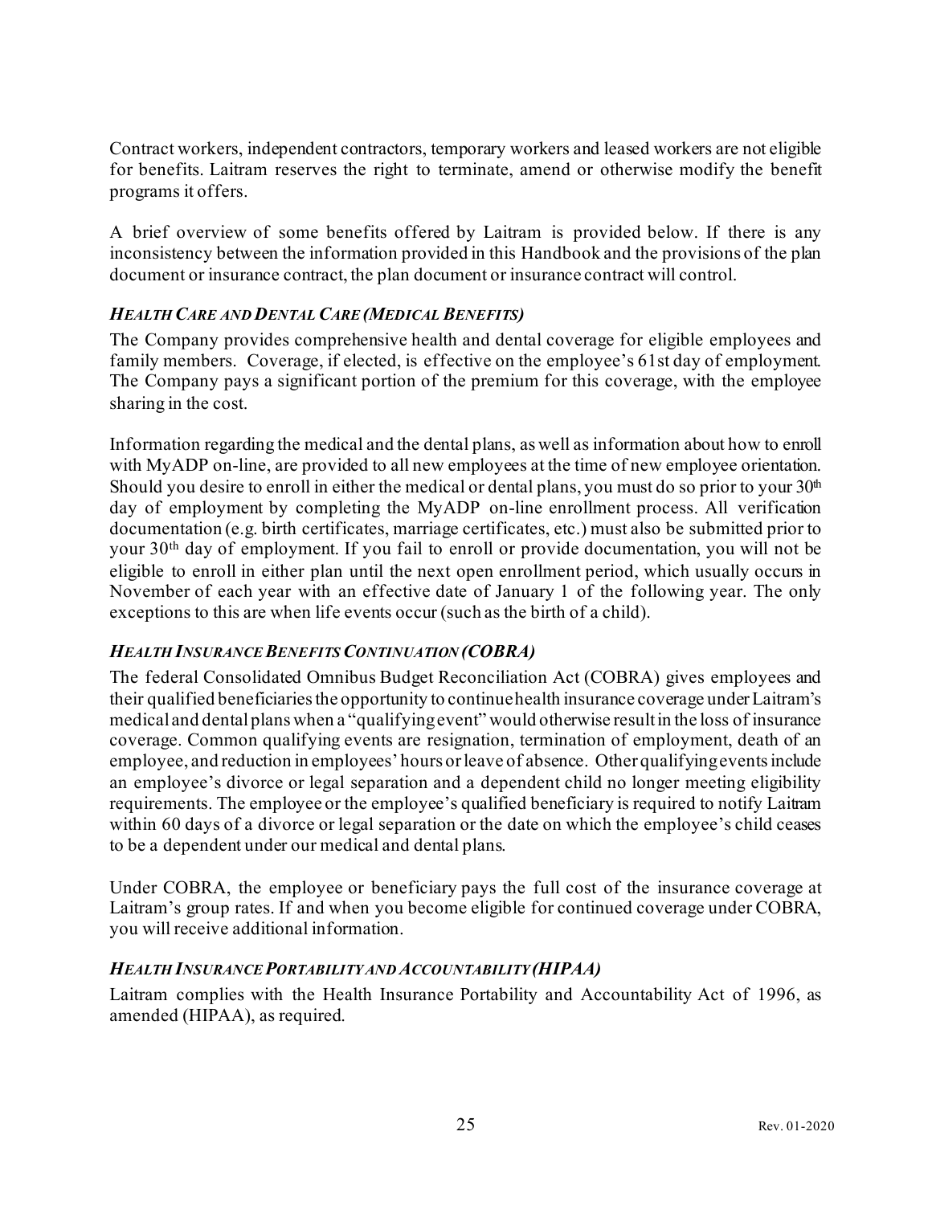Contract workers, independent contractors, temporary workers and leased workers are not eligible for benefits. Laitram reserves the right to terminate, amend or otherwise modify the benefit programs it offers.

A brief overview of some benefits offered by Laitram is provided below. If there is any inconsistency between the information provided in this Handbook and the provisions of the plan document or insurance contract, the plan document or insurance contract will control.

### *HEALTH CARE AND DENTAL CARE (MEDICAL BENEFITS)*

The Company provides comprehensive health and dental coverage for eligible employees and family members. Coverage, if elected, is effective on the employee's 61st day of employment. The Company pays a significant portion of the premium for this coverage, with the employee sharing in the cost.

Information regarding the medical and the dental plans, as well as information about how to enroll with MyADP on-line, are provided to all new employees at the time of new employee orientation. Should you desire to enroll in either the medical or dental plans, you must do so prior to your 30th day of employment by completing the MyADP on-line enrollment process. All verification documentation (e.g. birth certificates, marriage certificates, etc.) must also be submitted prior to your 30th day of employment. If you fail to enroll or provide documentation, you will not be eligible to enroll in either plan until the next open enrollment period, which usually occurs in November of each year with an effective date of January 1 of the following year. The only exceptions to this are when life events occur (such as the birth of a child).

### *HEALTH INSURANCE BENEFITS CONTINUATION (COBRA)*

The federal Consolidated Omnibus Budget Reconciliation Act (COBRA) gives employees and their qualified beneficiaries the opportunity to continue health insurance coverage under Laitram's medical and dental plans when a "qualifying event" would otherwise result in the loss of insurance coverage. Common qualifying events are resignation, termination of employment, death of an employee, and reduction in employees' hours or leave of absence. Other qualifying events include an employee's divorce or legal separation and a dependent child no longer meeting eligibility requirements. The employee or the employee's qualified beneficiary is required to notify Laitram within 60 days of a divorce or legal separation or the date on which the employee's child ceases to be a dependent under our medical and dental plans.

Under COBRA, the employee or beneficiary pays the full cost of the insurance coverage at Laitram's group rates. If and when you become eligible for continued coverage under COBRA, you will receive additional information.

### *HEALTH INSURANCE PORTABILITY AND ACCOUNTABILITY (HIPAA)*

Laitram complies with the Health Insurance Portability and Accountability Act of 1996, as amended (HIPAA), as required.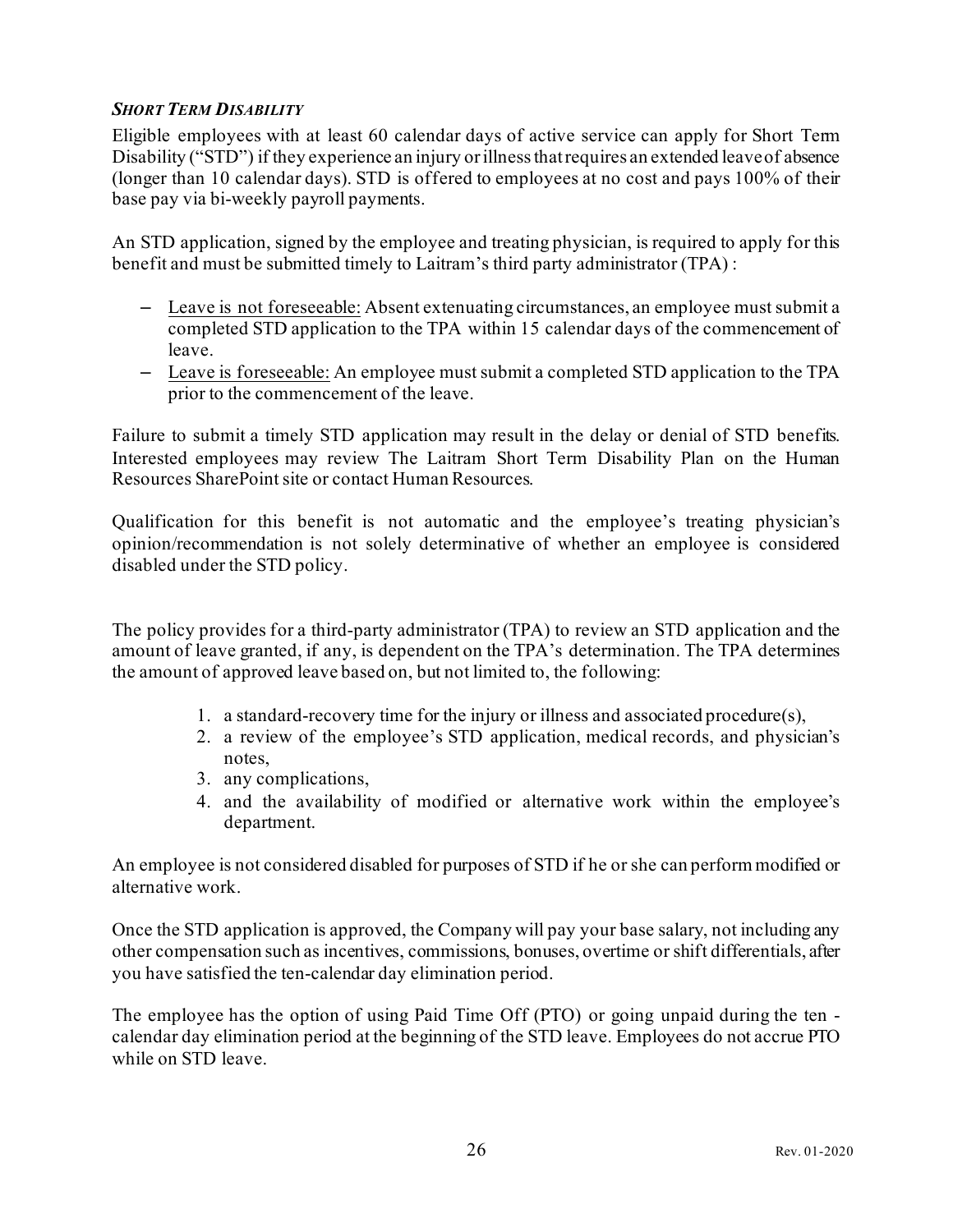### *Short Term Disability*

Eligible employees with at least 60 calendar days of active service can apply for Short Term Disability ("STD") if they experience an injury or illness that requires an extended leave of absence (longer than 10 calendar days). STD is offered to employees at no cost and pays 100% of their base pay via bi-weekly payroll payments.

An STD application, signed by the employee and treating physician, is required to apply for this benefit and must be submitted timely to Laitram's third party administrator (TPA) :

- Leave is not foreseeable: Absent extenuating circumstances, an employee must submit a completed STD application to the TPA within 15 calendar days of the commencement of leave.
- Leave is foreseeable: An employee must submit a completed STD application to the TPA prior to the commencement of the leave.

Failure to submit a timely STD application may result in the delay or denial of STD benefits. Interested employees may review The Laitram Short Term Disability Plan on the Human Resources SharePoint site or contact Human Resources.

Qualification for this benefit is not automatic and the employee's treating physician's opinion/recommendation is not solely determinative of whether an employee is considered disabled under the STD policy.

The policy provides for a third-party administrator (TPA) to review an STD application and the amount of leave granted, if any, is dependent on the TPA's determination. The TPA determines the amount of approved leave based on, but not limited to, the following:

1. a standard-recovery time for the injury or illness and associated procedure(s),
2. a review of the employee's STD application, medical records, and physician's notes,
3. any complications,
4. and the availability of modified or alternative work within the employee's department.

An employee is not considered disabled for purposes of STD if he or she can perform modified or alternative work.

Once the STD application is approved, the Company will pay your base salary, not including any other compensation such as incentives, commissions, bonuses, overtime or shift differentials, after you have satisfied the ten-calendar day elimination period.

The employee has the option of using Paid Time Off (PTO) or going unpaid during the ten - calendar day elimination period at the beginning of the STD leave. Employees do not accrue PTO while on STD leave.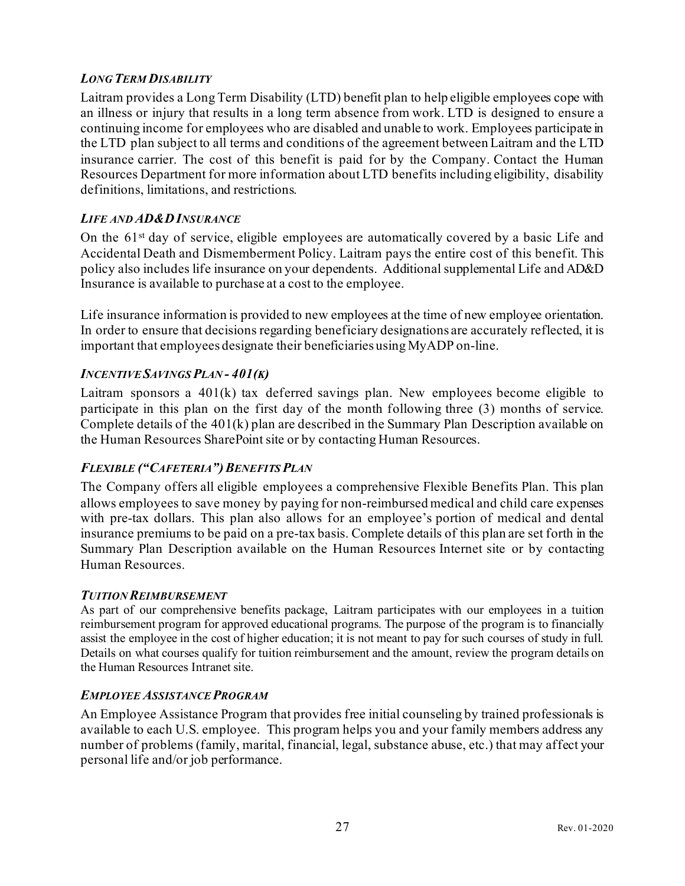### *Long Term Disability*

Laitram provides a Long Term Disability (LTD) benefit plan to help eligible employees cope with an illness or injury that results in a long term absence from work. LTD is designed to ensure a continuing income for employees who are disabled and unable to work. Employees participate in the LTD plan subject to all terms and conditions of the agreement between Laitram and the LTD insurance carrier. The cost of this benefit is paid for by the Company. Contact the Human Resources Department for more information about LTD benefits including eligibility, disability definitions, limitations, and restrictions.

### *Life and AD&D Insurance*

On the 61st day of service, eligible employees are automatically covered by a basic Life and Accidental Death and Dismemberment Policy. Laitram pays the entire cost of this benefit. This policy also includes life insurance on your dependents. Additional supplemental Life and AD&D Insurance is available to purchase at a cost to the employee.

Life insurance information is provided to new employees at the time of new employee orientation. In order to ensure that decisions regarding beneficiary designations are accurately reflected, it is important that employees designate their beneficiaries using MyADP on-line.

### *Incentive Savings Plan - 401(k)*

Laitram sponsors a 401(k) tax deferred savings plan. New employees become eligible to participate in this plan on the first day of the month following three (3) months of service. Complete details of the 401(k) plan are described in the Summary Plan Description available on the Human Resources SharePoint site or by contacting Human Resources.

### *Flexible ("Cafeteria") Benefits Plan*

The Company offers all eligible employees a comprehensive Flexible Benefits Plan. This plan allows employees to save money by paying for non-reimbursed medical and child care expenses with pre-tax dollars. This plan also allows for an employee's portion of medical and dental insurance premiums to be paid on a pre-tax basis. Complete details of this plan are set forth in the Summary Plan Description available on the Human Resources Internet site or by contacting Human Resources.

### *Tuition Reimbursement*

As part of our comprehensive benefits package, Laitram participates with our employees in a tuition reimbursement program for approved educational programs. The purpose of the program is to financially assist the employee in the cost of higher education; it is not meant to pay for such courses of study in full. Details on what courses qualify for tuition reimbursement and the amount, review the program details on the Human Resources Intranet site.

### *Employee Assistance Program*

An Employee Assistance Program that provides free initial counseling by trained professionals is available to each U.S. employee. This program helps you and your family members address any number of problems (family, marital, financial, legal, substance abuse, etc.) that may affect your personal life and/or job performance.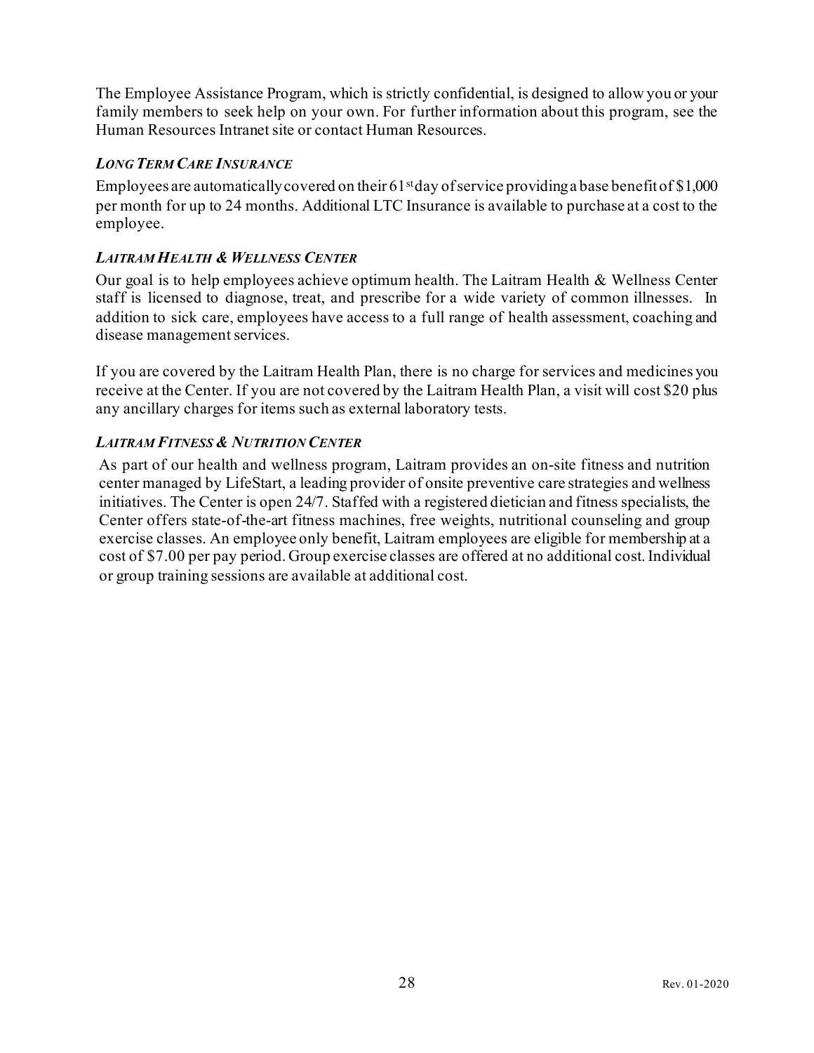The Employee Assistance Program, which is strictly confidential, is designed to allow you or your family members to seek help on your own. For further information about this program, see the Human Resources Intranet site or contact Human Resources.

### *LONG TERM CARE INSURANCE*

Employees are automatically covered on their 61st day of service providing a base benefit of $1,000 per month for up to 24 months. Additional LTC Insurance is available to purchase at a cost to the employee.

### *LAITRAM HEALTH & WELLNESS CENTER*

Our goal is to help employees achieve optimum health. The Laitram Health & Wellness Center staff is licensed to diagnose, treat, and prescribe for a wide variety of common illnesses. In addition to sick care, employees have access to a full range of health assessment, coaching and disease management services.

If you are covered by the Laitram Health Plan, there is no charge for services and medicines you receive at the Center. If you are not covered by the Laitram Health Plan, a visit will cost $20 plus any ancillary charges for items such as external laboratory tests.

### *LAITRAM FITNESS & NUTRITION CENTER*

As part of our health and wellness program, Laitram provides an on-site fitness and nutrition center managed by LifeStart, a leading provider of onsite preventive care strategies and wellness initiatives. The Center is open 24/7. Staffed with a registered dietician and fitness specialists, the Center offers state-of-the-art fitness machines, free weights, nutritional counseling and group exercise classes. An employee only benefit, Laitram employees are eligible for membership at a cost of $7.00 per pay period. Group exercise classes are offered at no additional cost. Individual or group training sessions are available at additional cost.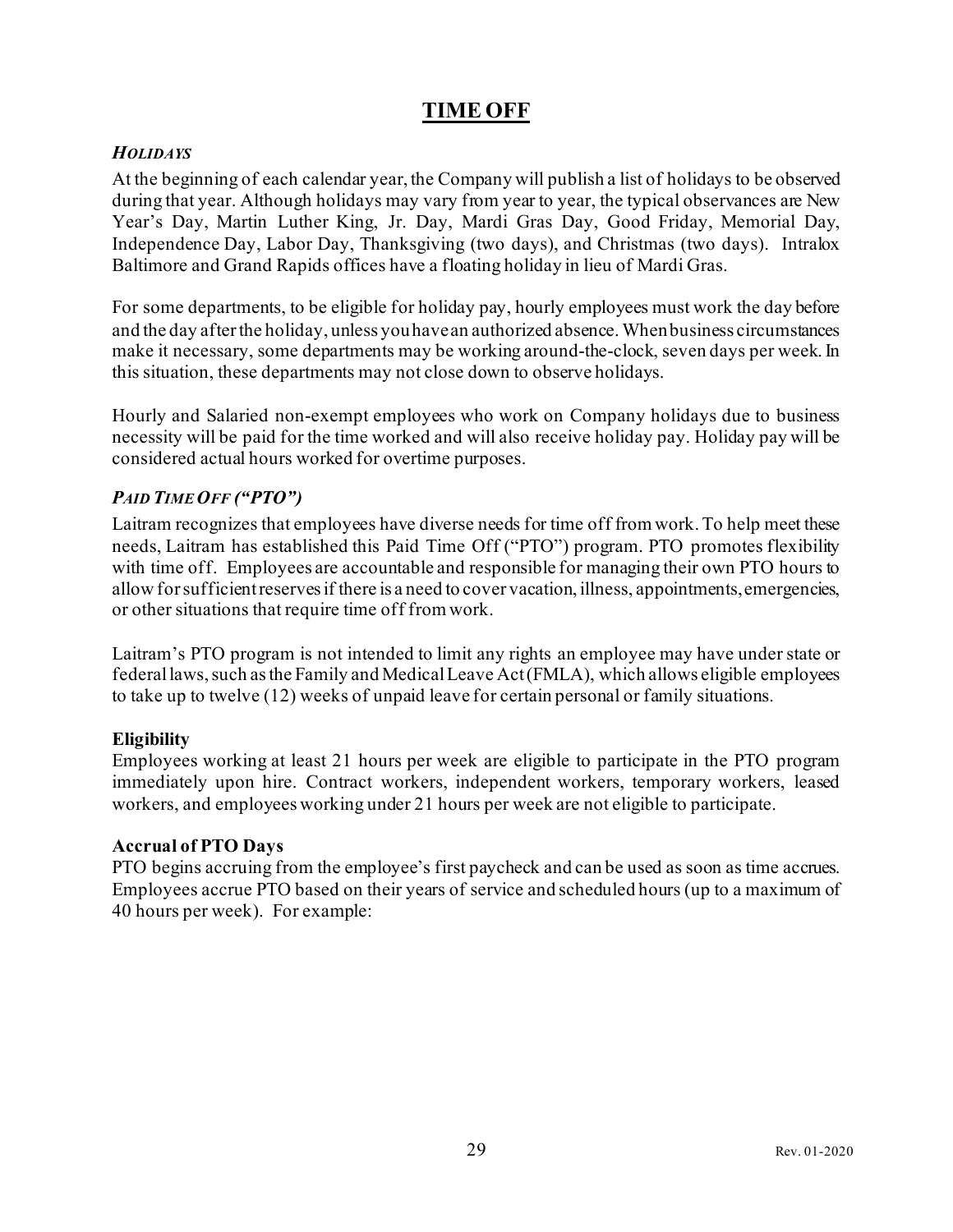# TIME OFF

### *HOLIDAYS*

At the beginning of each calendar year, the Company will publish a list of holidays to be observed during that year. Although holidays may vary from year to year, the typical observances are New Year's Day, Martin Luther King, Jr. Day, Mardi Gras Day, Good Friday, Memorial Day, Independence Day, Labor Day, Thanksgiving (two days), and Christmas (two days). Intralox Baltimore and Grand Rapids offices have a floating holiday in lieu of Mardi Gras.

For some departments, to be eligible for holiday pay, hourly employees must work the day before and the day after the holiday, unless you have an authorized absence. When business circumstances make it necessary, some departments may be working around-the-clock, seven days per week. In this situation, these departments may not close down to observe holidays.

Hourly and Salaried non-exempt employees who work on Company holidays due to business necessity will be paid for the time worked and will also receive holiday pay. Holiday pay will be considered actual hours worked for overtime purposes.

### *PAID TIME OFF ("PTO")*

Laitram recognizes that employees have diverse needs for time off from work. To help meet these needs, Laitram has established this Paid Time Off ("PTO") program. PTO promotes flexibility with time off. Employees are accountable and responsible for managing their own PTO hours to allow for sufficient reserves if there is a need to cover vacation, illness, appointments, emergencies, or other situations that require time off from work.

Laitram's PTO program is not intended to limit any rights an employee may have under state or federal laws, such as the Family and Medical Leave Act (FMLA), which allows eligible employees to take up to twelve (12) weeks of unpaid leave for certain personal or family situations.

**Eligibility**

Employees working at least 21 hours per week are eligible to participate in the PTO program immediately upon hire. Contract workers, independent workers, temporary workers, leased workers, and employees working under 21 hours per week are not eligible to participate.

**Accrual of PTO Days**

PTO begins accruing from the employee's first paycheck and can be used as soon as time accrues. Employees accrue PTO based on their years of service and scheduled hours (up to a maximum of 40 hours per week). For example: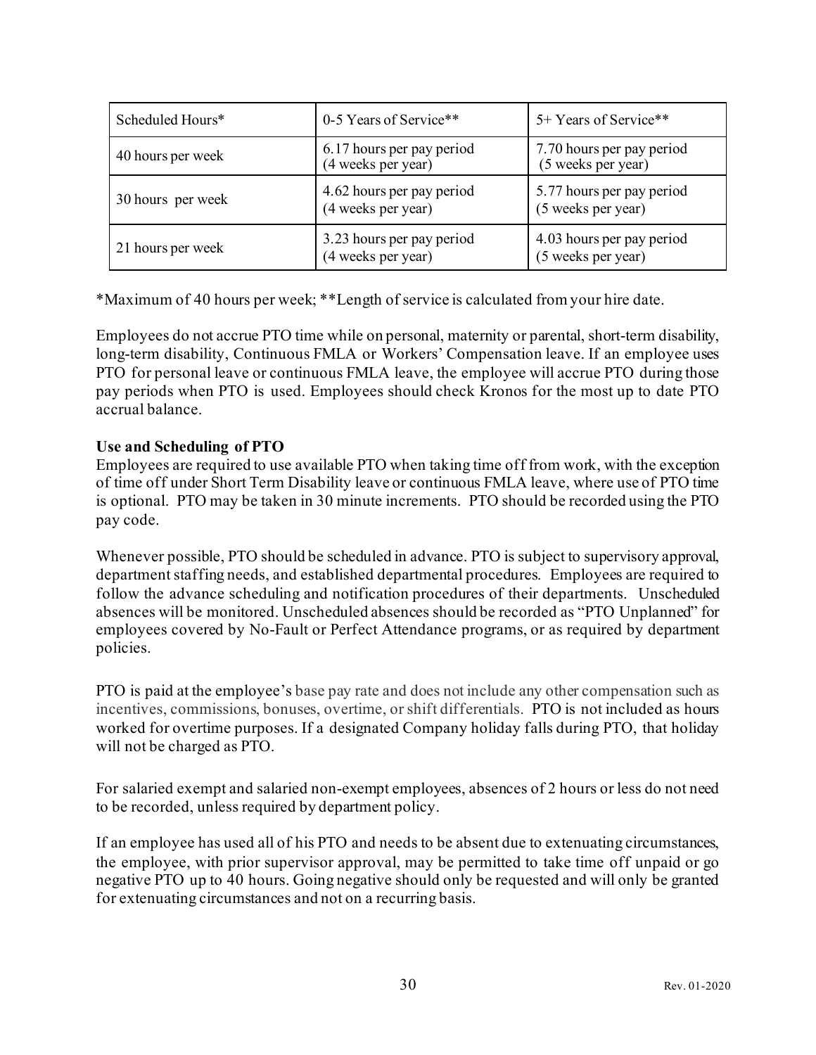| Scheduled Hours* | 0-5 Years of Service** | 5+ Years of Service** |
| --- | --- | --- |
| 40 hours per week | 6.17 hours per pay period (4 weeks per year) | 7.70 hours per pay period (5 weeks per year) |
| 30 hours per week | 4.62 hours per pay period (4 weeks per year) | 5.77 hours per pay period (5 weeks per year) |
| 21 hours per week | 3.23 hours per pay period (4 weeks per year) | 4.03 hours per pay period (5 weeks per year) |

*Maximum of 40 hours per week; **Length of service is calculated from your hire date.

Employees do not accrue PTO time while on personal, maternity or parental, short-term disability, long-term disability, Continuous FMLA or Workers' Compensation leave. If an employee uses PTO for personal leave or continuous FMLA leave, the employee will accrue PTO during those pay periods when PTO is used. Employees should check Kronos for the most up to date PTO accrual balance.

**Use and Scheduling of PTO**

Employees are required to use available PTO when taking time off from work, with the exception of time off under Short Term Disability leave or continuous FMLA leave, where use of PTO time is optional. PTO may be taken in 30 minute increments. PTO should be recorded using the PTO pay code.

Whenever possible, PTO should be scheduled in advance. PTO is subject to supervisory approval, department staffing needs, and established departmental procedures. Employees are required to follow the advance scheduling and notification procedures of their departments. Unscheduled absences will be monitored. Unscheduled absences should be recorded as "PTO Unplanned" for employees covered by No-Fault or Perfect Attendance programs, or as required by department policies.

PTO is paid at the employee's base pay rate and does not include any other compensation such as incentives, commissions, bonuses, overtime, or shift differentials. PTO is not included as hours worked for overtime purposes. If a designated Company holiday falls during PTO, that holiday will not be charged as PTO.

For salaried exempt and salaried non-exempt employees, absences of 2 hours or less do not need to be recorded, unless required by department policy.

If an employee has used all of his PTO and needs to be absent due to extenuating circumstances, the employee, with prior supervisor approval, may be permitted to take time off unpaid or go negative PTO up to 40 hours. Going negative should only be requested and will only be granted for extenuating circumstances and not on a recurring basis.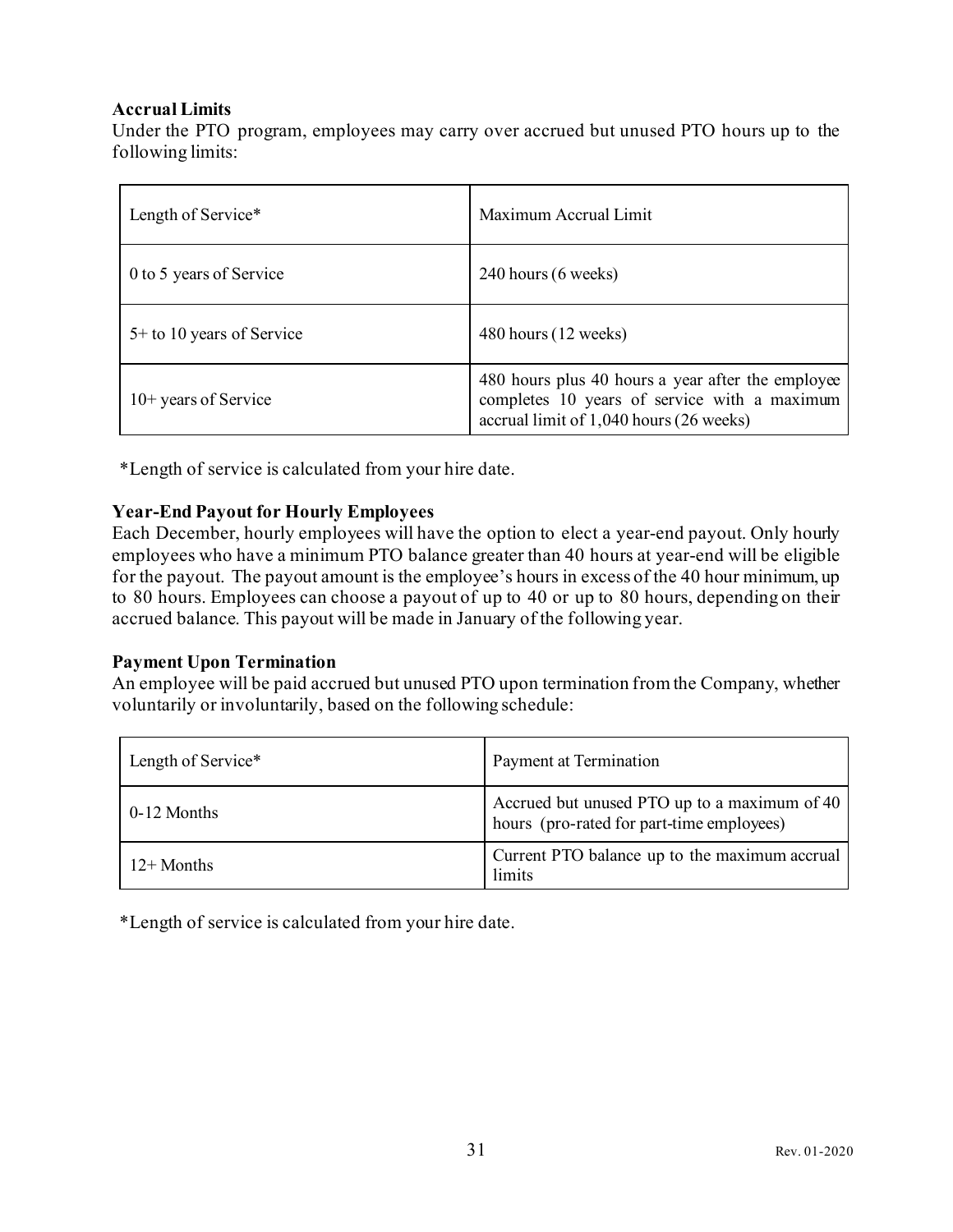**Accrual Limits**

Under the PTO program, employees may carry over accrued but unused PTO hours up to the following limits:

| Length of Service* | Maximum Accrual Limit |
|---|---|
| 0 to 5 years of Service | 240 hours (6 weeks) |
| 5+ to 10 years of Service | 480 hours (12 weeks) |
| 10+ years of Service | 480 hours plus 40 hours a year after the employee completes 10 years of service with a maximum accrual limit of 1,040 hours (26 weeks) |

*Length of service is calculated from your hire date.

**Year-End Payout for Hourly Employees**

Each December, hourly employees will have the option to elect a year-end payout. Only hourly employees who have a minimum PTO balance greater than 40 hours at year-end will be eligible for the payout. The payout amount is the employee's hours in excess of the 40 hour minimum, up to 80 hours. Employees can choose a payout of up to 40 or up to 80 hours, depending on their accrued balance. This payout will be made in January of the following year.

**Payment Upon Termination**

An employee will be paid accrued but unused PTO upon termination from the Company, whether voluntarily or involuntarily, based on the following schedule:

| Length of Service* | Payment at Termination |
|---|---|
| 0-12 Months | Accrued but unused PTO up to a maximum of 40 hours (pro-rated for part-time employees) |
| 12+ Months | Current PTO balance up to the maximum accrual limits |

*Length of service is calculated from your hire date.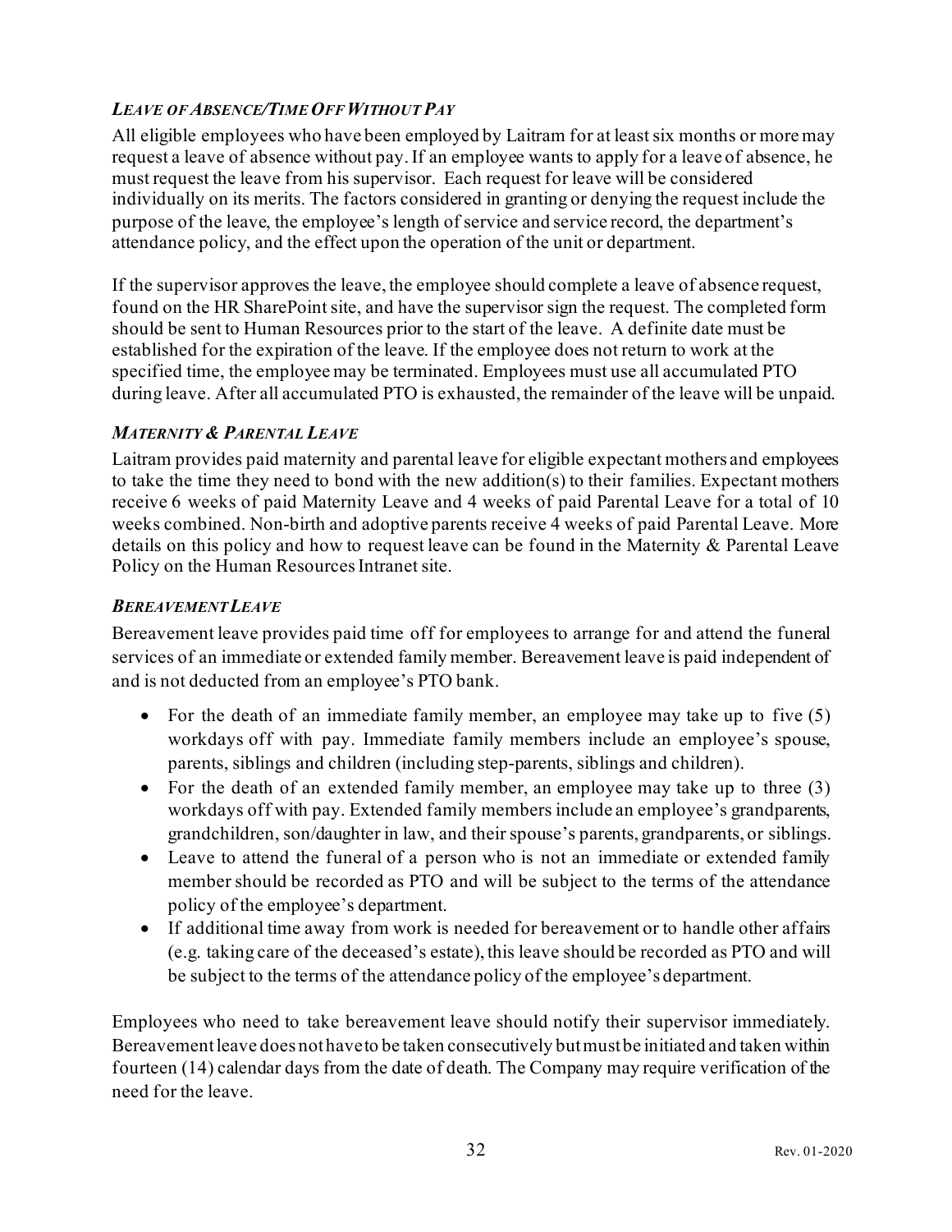### *Leave of Absence/Time Off Without Pay*

All eligible employees who have been employed by Laitram for at least six months or more may request a leave of absence without pay. If an employee wants to apply for a leave of absence, he must request the leave from his supervisor. Each request for leave will be considered individually on its merits. The factors considered in granting or denying the request include the purpose of the leave, the employee's length of service and service record, the department's attendance policy, and the effect upon the operation of the unit or department.

If the supervisor approves the leave, the employee should complete a leave of absence request, found on the HR SharePoint site, and have the supervisor sign the request. The completed form should be sent to Human Resources prior to the start of the leave. A definite date must be established for the expiration of the leave. If the employee does not return to work at the specified time, the employee may be terminated. Employees must use all accumulated PTO during leave. After all accumulated PTO is exhausted, the remainder of the leave will be unpaid.

### *Maternity & Parental Leave*

Laitram provides paid maternity and parental leave for eligible expectant mothers and employees to take the time they need to bond with the new addition(s) to their families. Expectant mothers receive 6 weeks of paid Maternity Leave and 4 weeks of paid Parental Leave for a total of 10 weeks combined. Non-birth and adoptive parents receive 4 weeks of paid Parental Leave. More details on this policy and how to request leave can be found in the Maternity & Parental Leave Policy on the Human Resources Intranet site.

### *Bereavement Leave*

Bereavement leave provides paid time off for employees to arrange for and attend the funeral services of an immediate or extended family member. Bereavement leave is paid independent of and is not deducted from an employee's PTO bank.

- For the death of an immediate family member, an employee may take up to five (5) workdays off with pay. Immediate family members include an employee's spouse, parents, siblings and children (including step-parents, siblings and children).
- For the death of an extended family member, an employee may take up to three (3) workdays off with pay. Extended family members include an employee's grandparents, grandchildren, son/daughter in law, and their spouse's parents, grandparents, or siblings.
- Leave to attend the funeral of a person who is not an immediate or extended family member should be recorded as PTO and will be subject to the terms of the attendance policy of the employee's department.
- If additional time away from work is needed for bereavement or to handle other affairs (e.g. taking care of the deceased's estate), this leave should be recorded as PTO and will be subject to the terms of the attendance policy of the employee's department.

Employees who need to take bereavement leave should notify their supervisor immediately. Bereavement leave does not have to be taken consecutively but must be initiated and taken within fourteen (14) calendar days from the date of death. The Company may require verification of the need for the leave.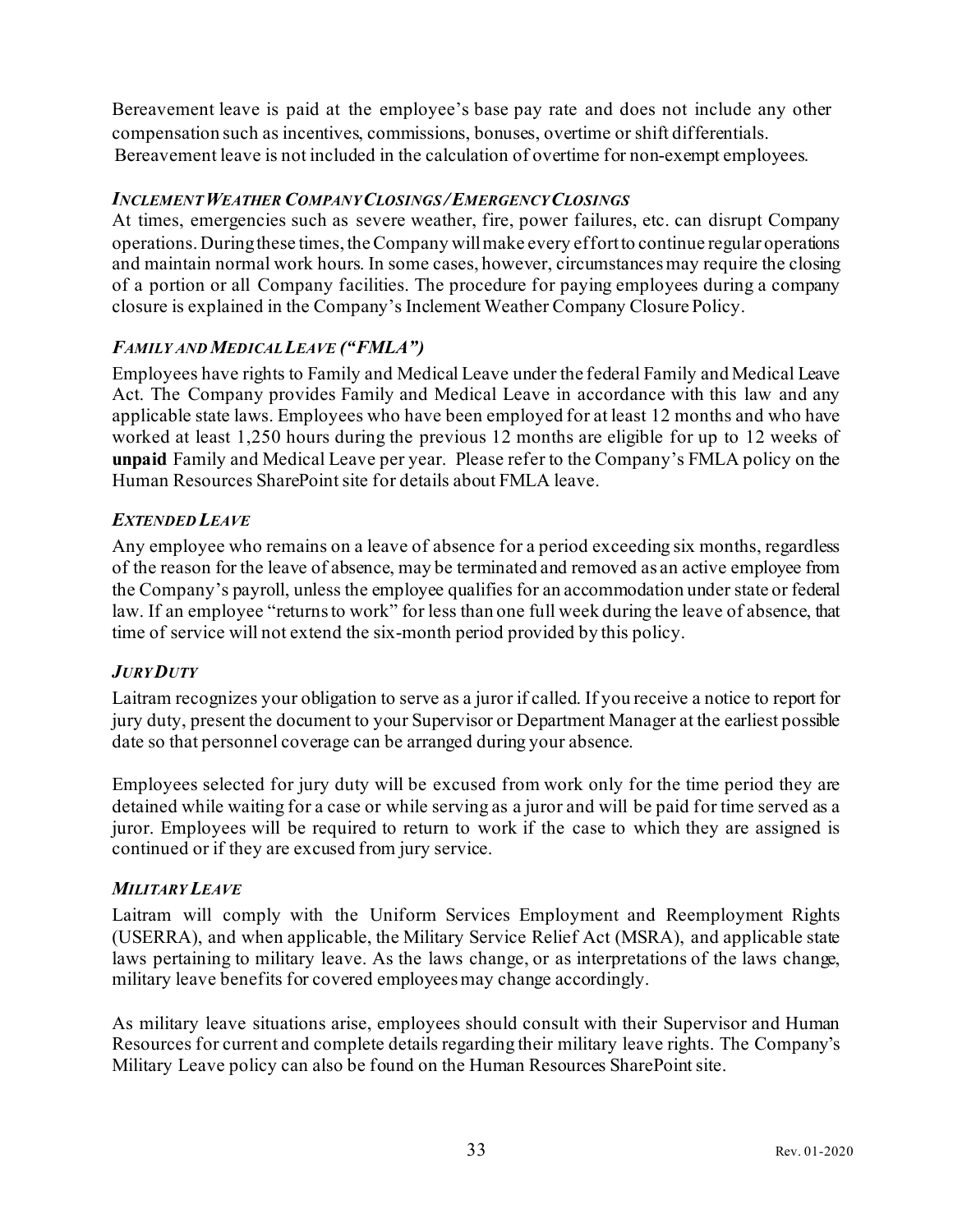Bereavement leave is paid at the employee's base pay rate and does not include any other compensation such as incentives, commissions, bonuses, overtime or shift differentials. Bereavement leave is not included in the calculation of overtime for non-exempt employees.

### *Inclement Weather Company Closings / Emergency Closings*

At times, emergencies such as severe weather, fire, power failures, etc. can disrupt Company operations. During these times, the Company will make every effort to continue regular operations and maintain normal work hours. In some cases, however, circumstances may require the closing of a portion or all Company facilities. The procedure for paying employees during a company closure is explained in the Company's Inclement Weather Company Closure Policy.

### *Family and Medical Leave ("FMLA")*

Employees have rights to Family and Medical Leave under the federal Family and Medical Leave Act. The Company provides Family and Medical Leave in accordance with this law and any applicable state laws. Employees who have been employed for at least 12 months and who have worked at least 1,250 hours during the previous 12 months are eligible for up to 12 weeks of **unpaid** Family and Medical Leave per year. Please refer to the Company's FMLA policy on the Human Resources SharePoint site for details about FMLA leave.

### *Extended Leave*

Any employee who remains on a leave of absence for a period exceeding six months, regardless of the reason for the leave of absence, may be terminated and removed as an active employee from the Company's payroll, unless the employee qualifies for an accommodation under state or federal law. If an employee "returns to work" for less than one full week during the leave of absence, that time of service will not extend the six-month period provided by this policy.

### *Jury Duty*

Laitram recognizes your obligation to serve as a juror if called. If you receive a notice to report for jury duty, present the document to your Supervisor or Department Manager at the earliest possible date so that personnel coverage can be arranged during your absence.

Employees selected for jury duty will be excused from work only for the time period they are detained while waiting for a case or while serving as a juror and will be paid for time served as a juror. Employees will be required to return to work if the case to which they are assigned is continued or if they are excused from jury service.

### *Military Leave*

Laitram will comply with the Uniform Services Employment and Reemployment Rights (USERRA), and when applicable, the Military Service Relief Act (MSRA), and applicable state laws pertaining to military leave. As the laws change, or as interpretations of the laws change, military leave benefits for covered employees may change accordingly.

As military leave situations arise, employees should consult with their Supervisor and Human Resources for current and complete details regarding their military leave rights. The Company's Military Leave policy can also be found on the Human Resources SharePoint site.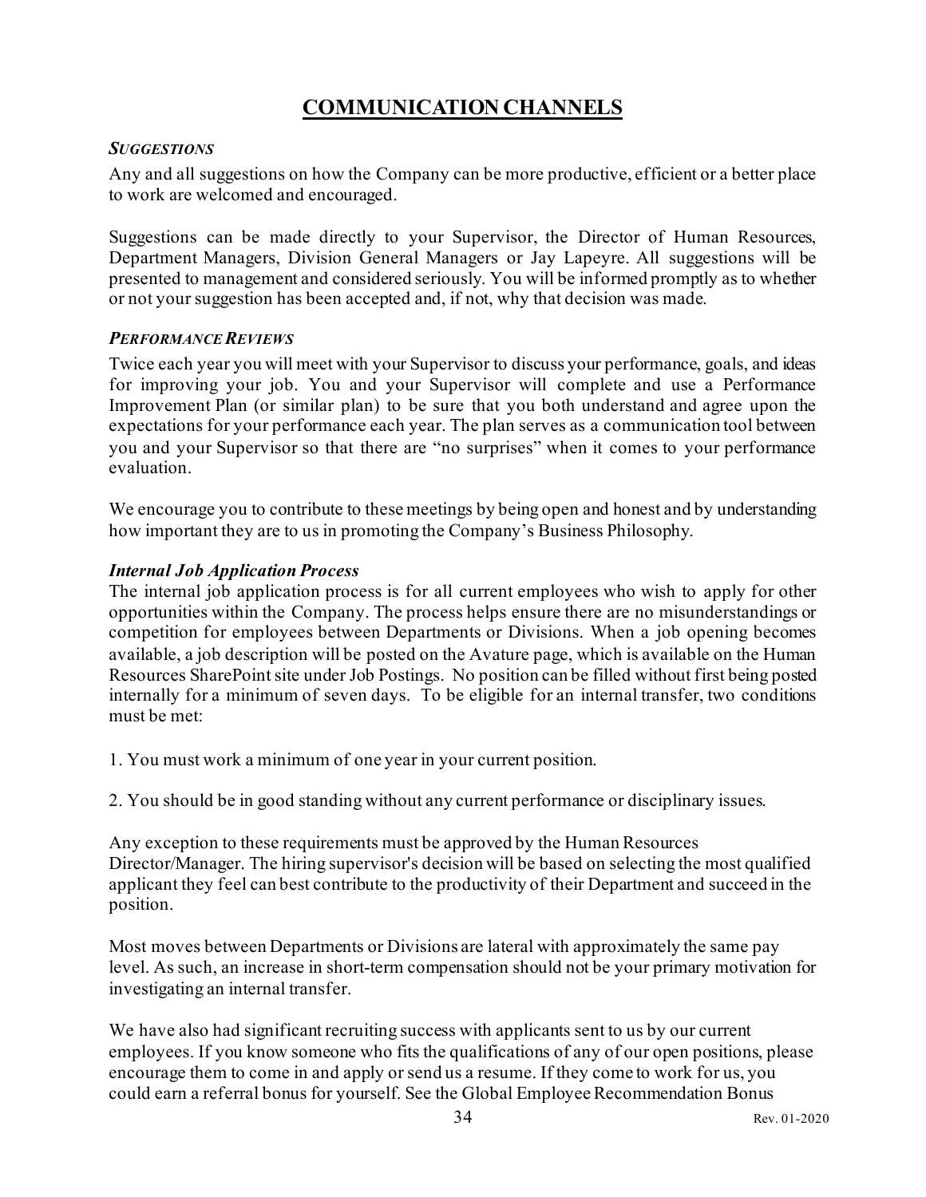# COMMUNICATION CHANNELS

### *SUGGESTIONS*

Any and all suggestions on how the Company can be more productive, efficient or a better place to work are welcomed and encouraged.

Suggestions can be made directly to your Supervisor, the Director of Human Resources, Department Managers, Division General Managers or Jay Lapeyre. All suggestions will be presented to management and considered seriously. You will be informed promptly as to whether or not your suggestion has been accepted and, if not, why that decision was made.

### *PERFORMANCE REVIEWS*

Twice each year you will meet with your Supervisor to discuss your performance, goals, and ideas for improving your job. You and your Supervisor will complete and use a Performance Improvement Plan (or similar plan) to be sure that you both understand and agree upon the expectations for your performance each year. The plan serves as a communication tool between you and your Supervisor so that there are "no surprises" when it comes to your performance evaluation.

We encourage you to contribute to these meetings by being open and honest and by understanding how important they are to us in promoting the Company's Business Philosophy.

### *Internal Job Application Process*

The internal job application process is for all current employees who wish to apply for other opportunities within the Company. The process helps ensure there are no misunderstandings or competition for employees between Departments or Divisions. When a job opening becomes available, a job description will be posted on the Avature page, which is available on the Human Resources SharePoint site under Job Postings. No position can be filled without first being posted internally for a minimum of seven days. To be eligible for an internal transfer, two conditions must be met:

1. You must work a minimum of one year in your current position.

2. You should be in good standing without any current performance or disciplinary issues.

Any exception to these requirements must be approved by the Human Resources Director/Manager. The hiring supervisor's decision will be based on selecting the most qualified applicant they feel can best contribute to the productivity of their Department and succeed in the position.

Most moves between Departments or Divisions are lateral with approximately the same pay level. As such, an increase in short-term compensation should not be your primary motivation for investigating an internal transfer.

We have also had significant recruiting success with applicants sent to us by our current employees. If you know someone who fits the qualifications of any of our open positions, please encourage them to come in and apply or send us a resume. If they come to work for us, you could earn a referral bonus for yourself. See the Global Employee Recommendation Bonus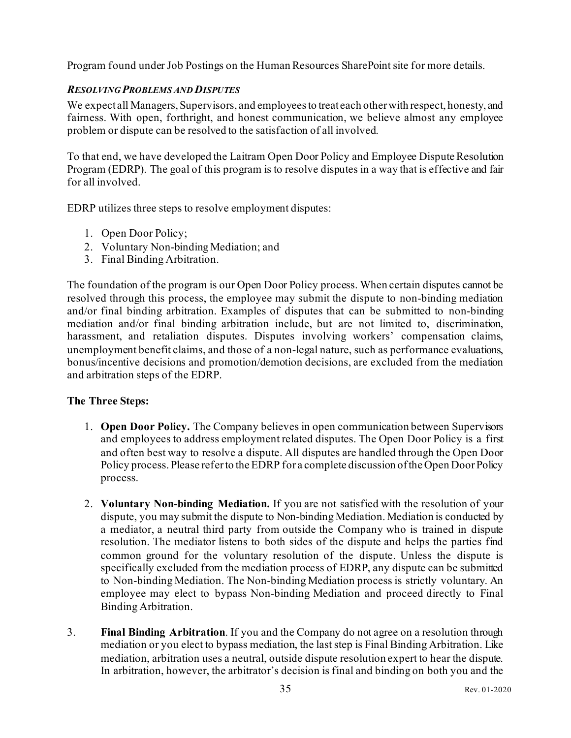Program found under Job Postings on the Human Resources SharePoint site for more details.

### *RESOLVING PROBLEMS AND DISPUTES*

We expect all Managers, Supervisors, and employees to treat each other with respect, honesty, and fairness. With open, forthright, and honest communication, we believe almost any employee problem or dispute can be resolved to the satisfaction of all involved.

To that end, we have developed the Laitram Open Door Policy and Employee Dispute Resolution Program (EDRP). The goal of this program is to resolve disputes in a way that is effective and fair for all involved.

EDRP utilizes three steps to resolve employment disputes:

1. Open Door Policy;
2. Voluntary Non-binding Mediation; and
3. Final Binding Arbitration.

The foundation of the program is our Open Door Policy process. When certain disputes cannot be resolved through this process, the employee may submit the dispute to non-binding mediation and/or final binding arbitration. Examples of disputes that can be submitted to non-binding mediation and/or final binding arbitration include, but are not limited to, discrimination, harassment, and retaliation disputes. Disputes involving workers' compensation claims, unemployment benefit claims, and those of a non-legal nature, such as performance evaluations, bonus/incentive decisions and promotion/demotion decisions, are excluded from the mediation and arbitration steps of the EDRP.

**The Three Steps:**

1. **Open Door Policy.** The Company believes in open communication between Supervisors and employees to address employment related disputes. The Open Door Policy is a first and often best way to resolve a dispute. All disputes are handled through the Open Door Policy process. Please refer to the EDRP for a complete discussion of the Open Door Policy process.

2. **Voluntary Non-binding Mediation.** If you are not satisfied with the resolution of your dispute, you may submit the dispute to Non-binding Mediation. Mediation is conducted by a mediator, a neutral third party from outside the Company who is trained in dispute resolution. The mediator listens to both sides of the dispute and helps the parties find common ground for the voluntary resolution of the dispute. Unless the dispute is specifically excluded from the mediation process of EDRP, any dispute can be submitted to Non-binding Mediation. The Non-binding Mediation process is strictly voluntary. An employee may elect to bypass Non-binding Mediation and proceed directly to Final Binding Arbitration.

3. **Final Binding Arbitration**. If you and the Company do not agree on a resolution through mediation or you elect to bypass mediation, the last step is Final Binding Arbitration. Like mediation, arbitration uses a neutral, outside dispute resolution expert to hear the dispute. In arbitration, however, the arbitrator's decision is final and binding on both you and the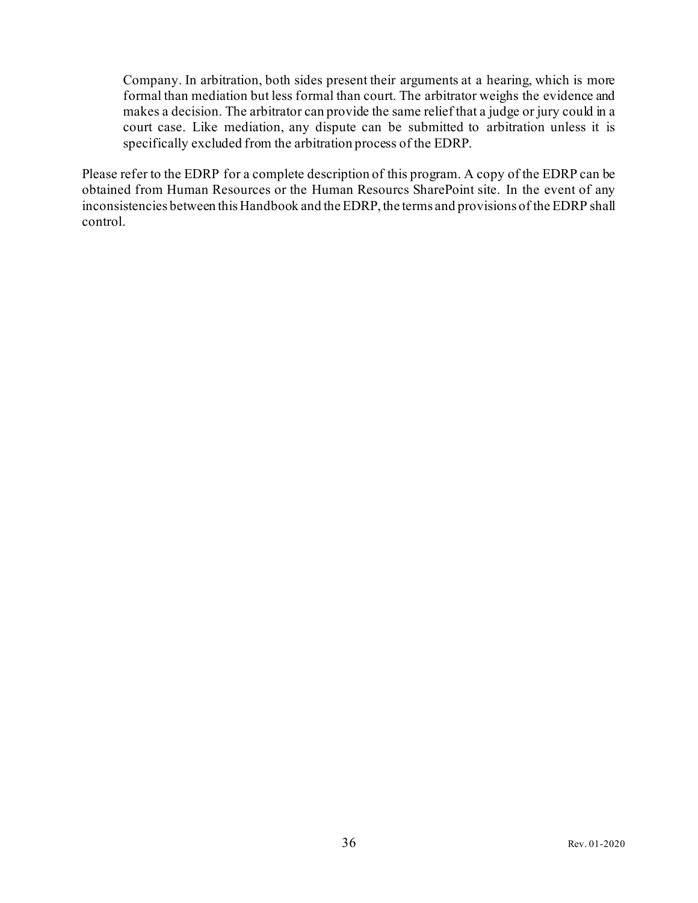Company. In arbitration, both sides present their arguments at a hearing, which is more formal than mediation but less formal than court. The arbitrator weighs the evidence and makes a decision. The arbitrator can provide the same relief that a judge or jury could in a court case. Like mediation, any dispute can be submitted to arbitration unless it is specifically excluded from the arbitration process of the EDRP.

Please refer to the EDRP for a complete description of this program. A copy of the EDRP can be obtained from Human Resources or the Human Resourcs SharePoint site. In the event of any inconsistencies between this Handbook and the EDRP, the terms and provisions of the EDRP shall control.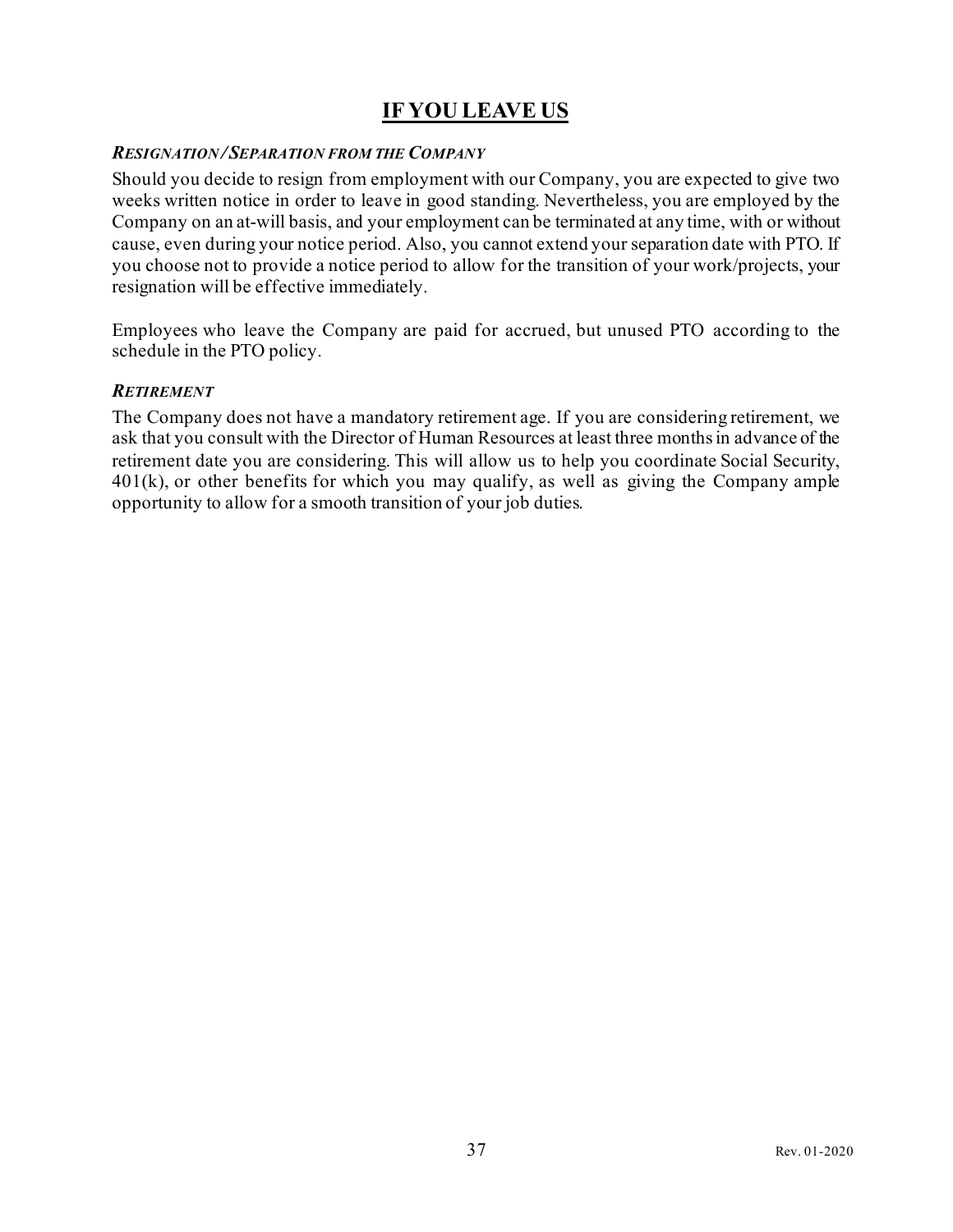# IF YOU LEAVE US

### *RESIGNATION/SEPARATION FROM THE COMPANY*

Should you decide to resign from employment with our Company, you are expected to give two weeks written notice in order to leave in good standing. Nevertheless, you are employed by the Company on an at-will basis, and your employment can be terminated at any time, with or without cause, even during your notice period. Also, you cannot extend your separation date with PTO. If you choose not to provide a notice period to allow for the transition of your work/projects, your resignation will be effective immediately.

Employees who leave the Company are paid for accrued, but unused PTO according to the schedule in the PTO policy.

### *RETIREMENT*

The Company does not have a mandatory retirement age. If you are considering retirement, we ask that you consult with the Director of Human Resources at least three months in advance of the retirement date you are considering. This will allow us to help you coordinate Social Security, 401(k), or other benefits for which you may qualify, as well as giving the Company ample opportunity to allow for a smooth transition of your job duties.